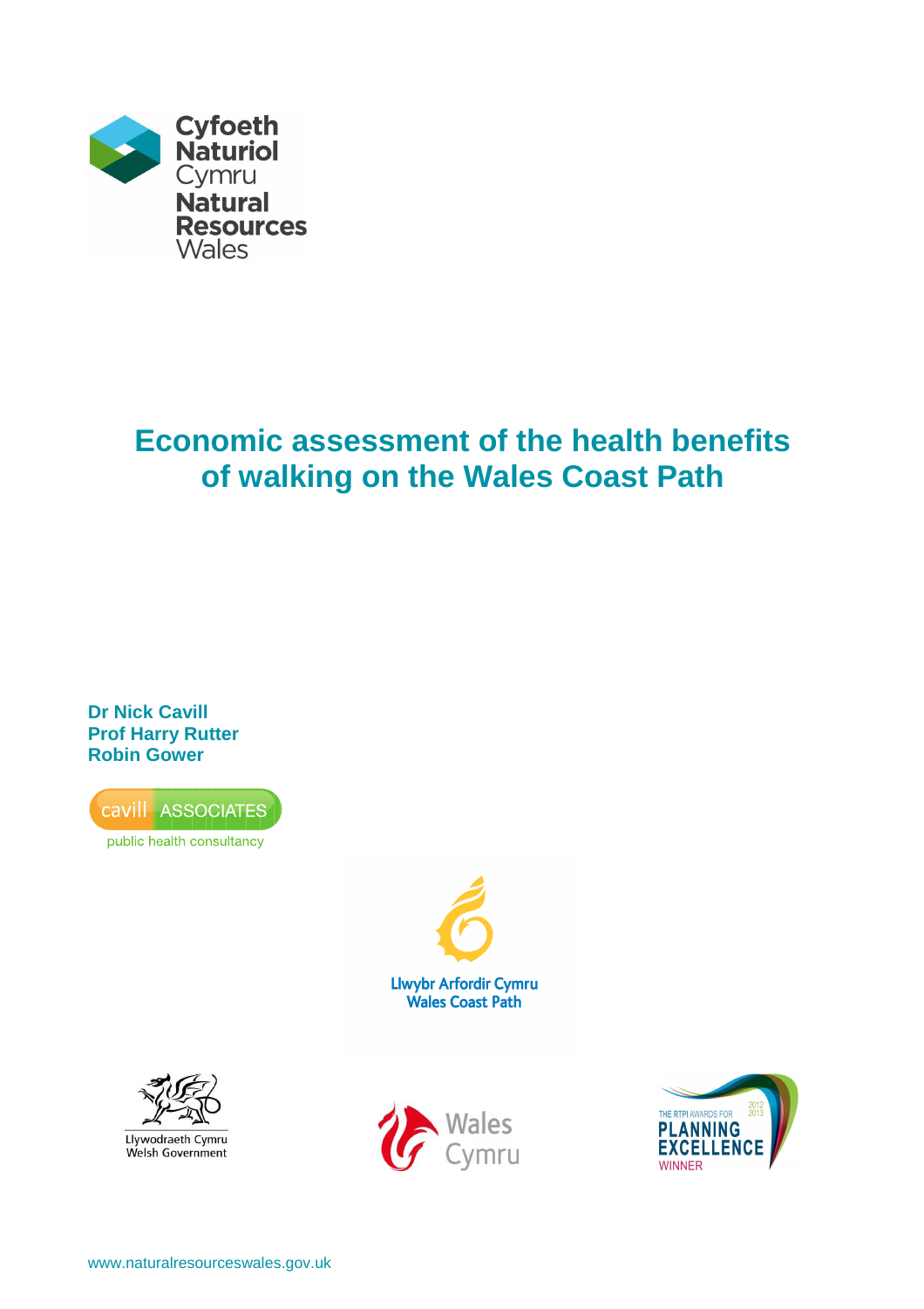Cyfoeth Naturiol Cymru
Natural Resources Wales

# Economic assessment of the health benefits of walking on the Wales Coast Path

**Dr Nick Cavill**
**Prof Harry Rutter**
**Robin Gower**

cavill ASSOCIATES
public health consultancy

Llwybr Arfordir Cymru
Wales Coast Path

Llywodraeth Cymru
Welsh Government

Wales Cymru

THE RTPI AWARDS FOR PLANNING EXCELLENCE 2012 2013 WINNER

www.naturalresourceswales.gov.uk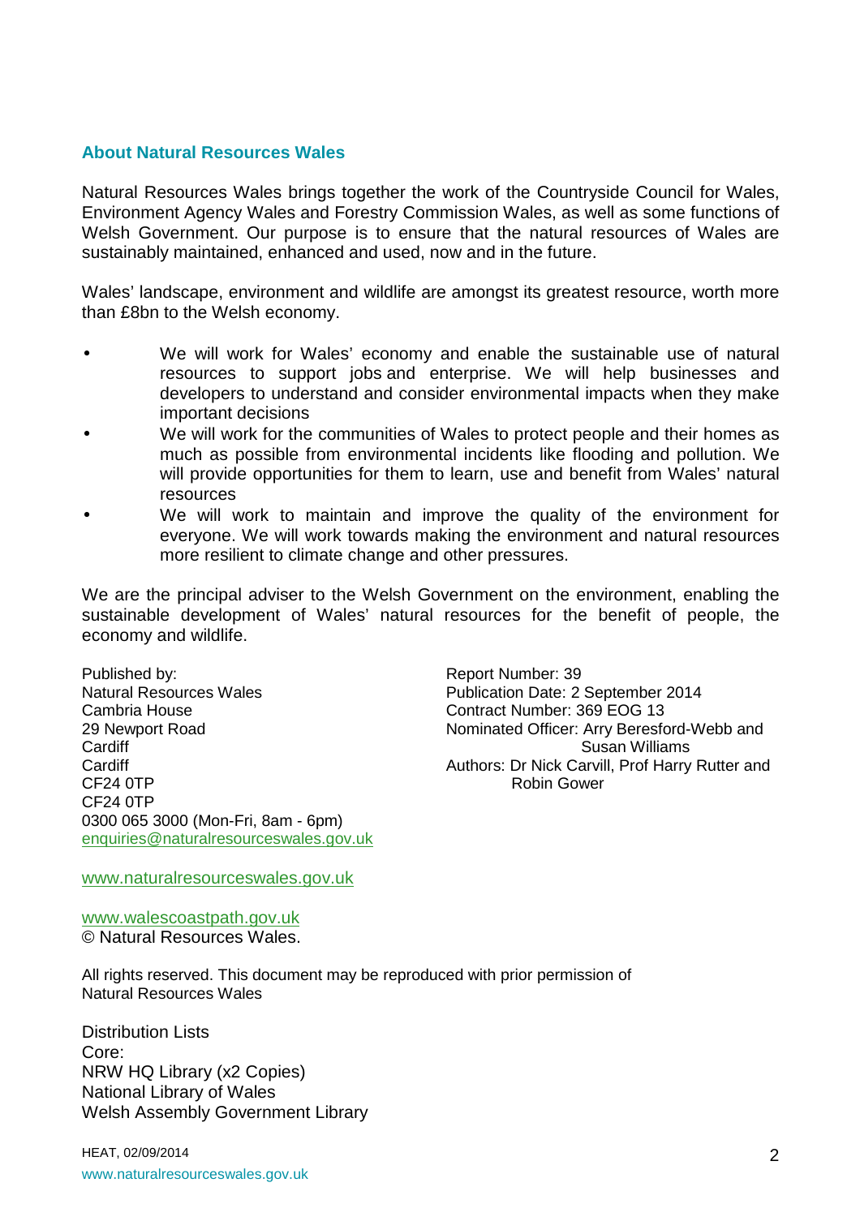## About Natural Resources Wales

Natural Resources Wales brings together the work of the Countryside Council for Wales, Environment Agency Wales and Forestry Commission Wales, as well as some functions of Welsh Government. Our purpose is to ensure that the natural resources of Wales are sustainably maintained, enhanced and used, now and in the future.

Wales' landscape, environment and wildlife are amongst its greatest resource, worth more than £8bn to the Welsh economy.

- We will work for Wales' economy and enable the sustainable use of natural resources to support jobs and enterprise. We will help businesses and developers to understand and consider environmental impacts when they make important decisions
- We will work for the communities of Wales to protect people and their homes as much as possible from environmental incidents like flooding and pollution. We will provide opportunities for them to learn, use and benefit from Wales' natural resources
- We will work to maintain and improve the quality of the environment for everyone. We will work towards making the environment and natural resources more resilient to climate change and other pressures.

We are the principal adviser to the Welsh Government on the environment, enabling the sustainable development of Wales' natural resources for the benefit of people, the economy and wildlife.

Published by:
Natural Resources Wales
Cambria House
29 Newport Road
Cardiff
Cardiff
CF24 0TP
CF24 0TP
0300 065 3000 (Mon-Fri, 8am - 6pm)
enquiries@naturalresourceswales.gov.uk

Report Number: 39
Publication Date: 2 September 2014
Contract Number: 369 EOG 13
Nominated Officer: Arry Beresford-Webb and Susan Williams
Authors: Dr Nick Carvill, Prof Harry Rutter and Robin Gower

www.naturalresourceswales.gov.uk

www.walescoastpath.gov.uk
© Natural Resources Wales.

All rights reserved. This document may be reproduced with prior permission of Natural Resources Wales

Distribution Lists
Core:
NRW HQ Library (x2 Copies)
National Library of Wales
Welsh Assembly Government Library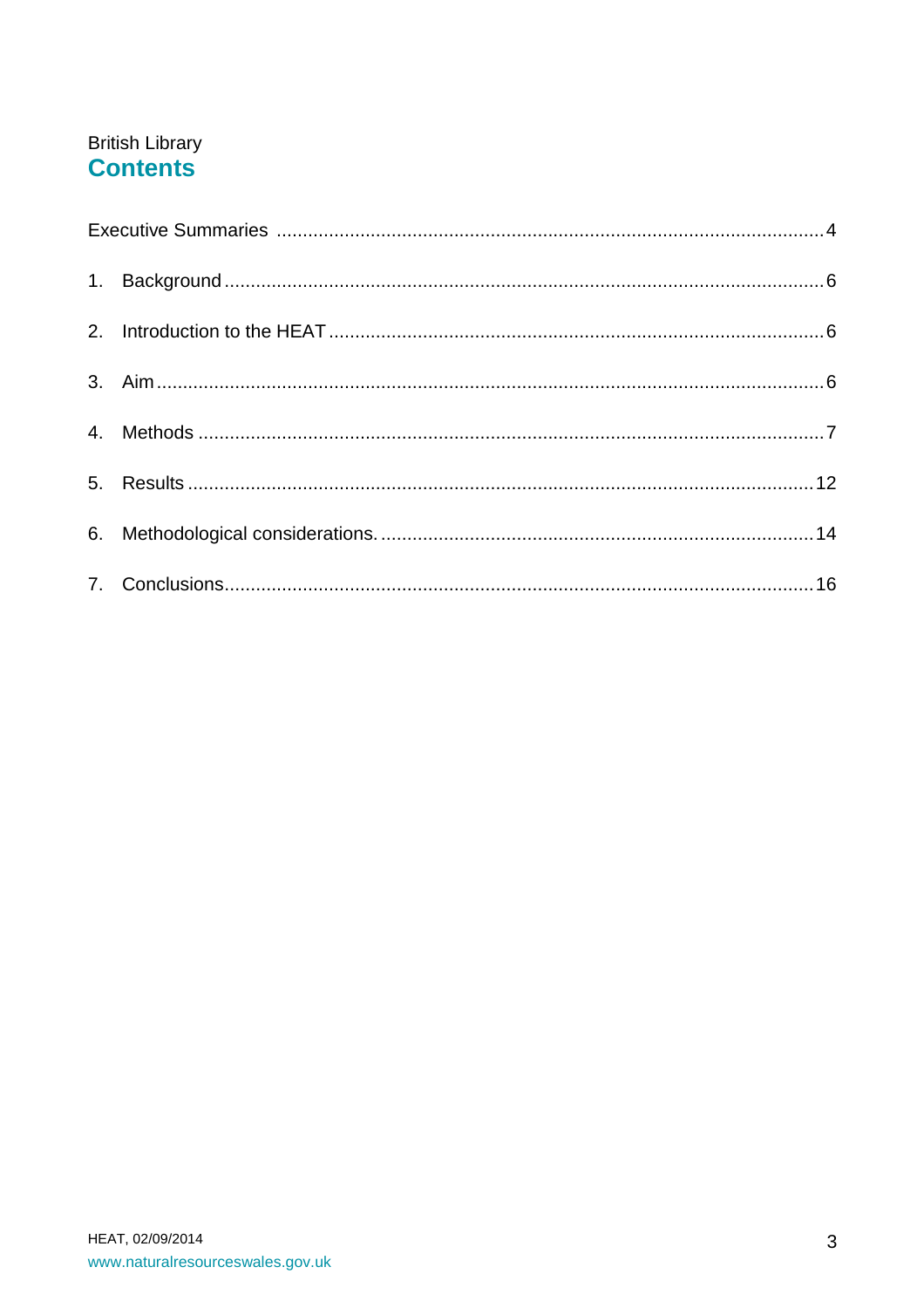British Library

# Contents

Executive Summaries ........................................................................................................ 4

1. Background ................................................................................................................. 6
2. Introduction to the HEAT ............................................................................................. 6
3. Aim ............................................................................................................................. 6
4. Methods ...................................................................................................................... 7
5. Results ...................................................................................................................... 12
6. Methodological considerations. ................................................................................. 14
7. Conclusions ............................................................................................................... 16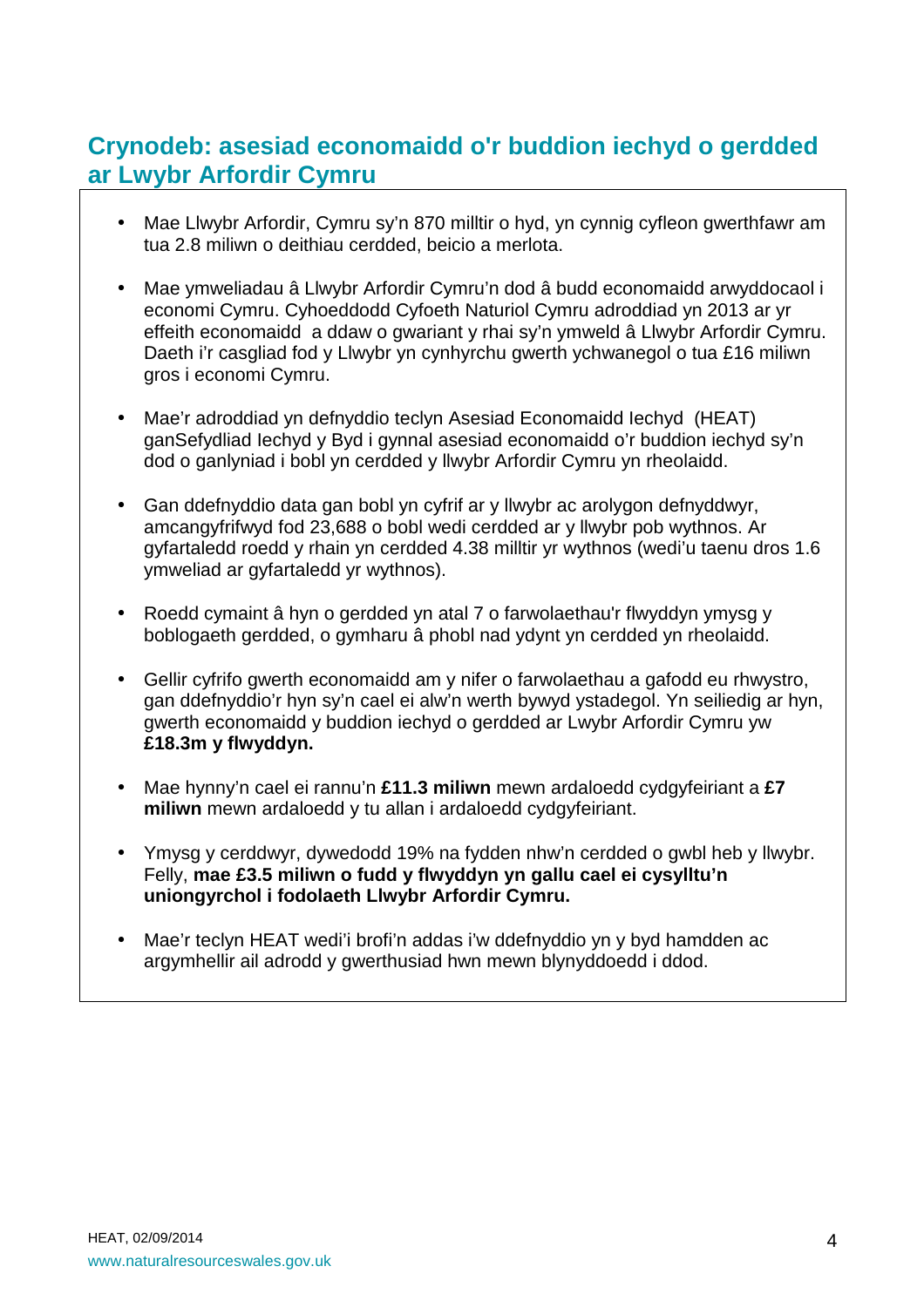## Crynodeb: asesiad economaidd o'r buddion iechyd o gerdded ar Lwybr Arfordir Cymru

- Mae Llwybr Arfordir, Cymru sy'n 870 milltir o hyd, yn cynnig cyfleon gwerthfawr am tua 2.8 miliwn o deithiau cerdded, beicio a merlota.
- Mae ymweliadau â Llwybr Arfordir Cymru'n dod â budd economaidd arwyddocaol i economi Cymru. Cyhoeddodd Cyfoeth Naturiol Cymru adroddiad yn 2013 ar yr effeith economaidd a ddaw o gwariant y rhai sy'n ymweld â Llwybr Arfordir Cymru. Daeth i'r casgliad fod y Llwybr yn cynhyrchu gwerth ychwanegol o tua £16 miliwn gros i economi Cymru.
- Mae'r adroddiad yn defnyddio teclyn Asesiad Economaidd Iechyd (HEAT) ganSefydliad Iechyd y Byd i gynnal asesiad economaidd o'r buddion iechyd sy'n dod o ganlyniad i bobl yn cerdded y llwybr Arfordir Cymru yn rheolaidd.
- Gan ddefnyddio data gan bobl yn cyfrif ar y llwybr ac arolygon defnyddwyr, amcangyfrifwyd fod 23,688 o bobl wedi cerdded ar y llwybr pob wythnos. Ar gyfartaledd roedd y rhain yn cerdded 4.38 milltir yr wythnos (wedi'u taenu dros 1.6 ymweliad ar gyfartaledd yr wythnos).
- Roedd cymaint â hyn o gerdded yn atal 7 o farwolaethau'r flwyddyn ymysg y boblogaeth gerdded, o gymharu â phobl nad ydynt yn cerdded yn rheolaidd.
- Gellir cyfrifo gwerth economaidd am y nifer o farwolaethau a gafodd eu rhwystro, gan ddefnyddio'r hyn sy'n cael ei alw'n werth bywyd ystadegol. Yn seiliedig ar hyn, gwerth economaidd y buddion iechyd o gerdded ar Lwybr Arfordir Cymru yw **£18.3m y flwyddyn.**
- Mae hynny'n cael ei rannu'n **£11.3 miliwn** mewn ardaloedd cydgyfeiriant a **£7 miliwn** mewn ardaloedd y tu allan i ardaloedd cydgyfeiriant.
- Ymysg y cerddwyr, dywedodd 19% na fydden nhw'n cerdded o gwbl heb y llwybr. Felly, **mae £3.5 miliwn o fudd y flwyddyn yn gallu cael ei cysylltu'n uniongyrchol i fodolaeth Llwybr Arfordir Cymru.**
- Mae'r teclyn HEAT wedi'i brofi'n addas i'w ddefnyddio yn y byd hamdden ac argymhellir ail adrodd y gwerthusiad hwn mewn blynyddoedd i ddod.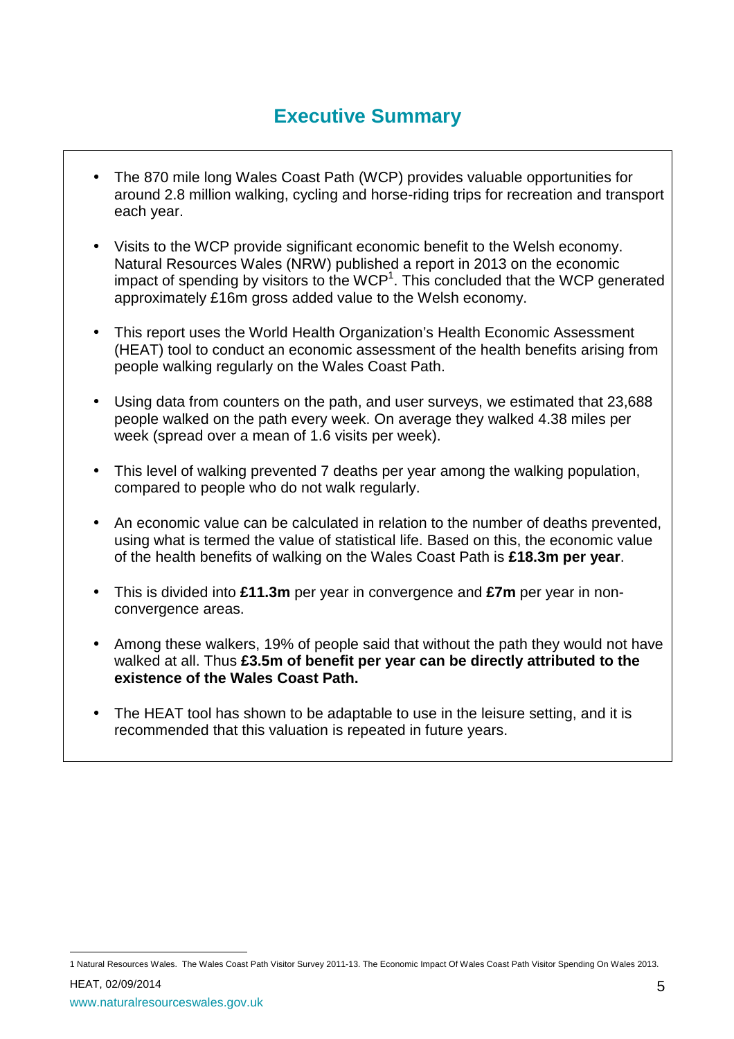## Executive Summary

- The 870 mile long Wales Coast Path (WCP) provides valuable opportunities for around 2.8 million walking, cycling and horse-riding trips for recreation and transport each year.
- Visits to the WCP provide significant economic benefit to the Welsh economy. Natural Resources Wales (NRW) published a report in 2013 on the economic impact of spending by visitors to the WCP[1]. This concluded that the WCP generated approximately £16m gross added value to the Welsh economy.
- This report uses the World Health Organization's Health Economic Assessment (HEAT) tool to conduct an economic assessment of the health benefits arising from people walking regularly on the Wales Coast Path.
- Using data from counters on the path, and user surveys, we estimated that 23,688 people walked on the path every week. On average they walked 4.38 miles per week (spread over a mean of 1.6 visits per week).
- This level of walking prevented 7 deaths per year among the walking population, compared to people who do not walk regularly.
- An economic value can be calculated in relation to the number of deaths prevented, using what is termed the value of statistical life. Based on this, the economic value of the health benefits of walking on the Wales Coast Path is **£18.3m per year**.
- This is divided into **£11.3m** per year in convergence and **£7m** per year in non-convergence areas.
- Among these walkers, 19% of people said that without the path they would not have walked at all. Thus **£3.5m of benefit per year can be directly attributed to the existence of the Wales Coast Path.**
- The HEAT tool has shown to be adaptable to use in the leisure setting, and it is recommended that this valuation is repeated in future years.

1 Natural Resources Wales. The Wales Coast Path Visitor Survey 2011-13. The Economic Impact Of Wales Coast Path Visitor Spending On Wales 2013.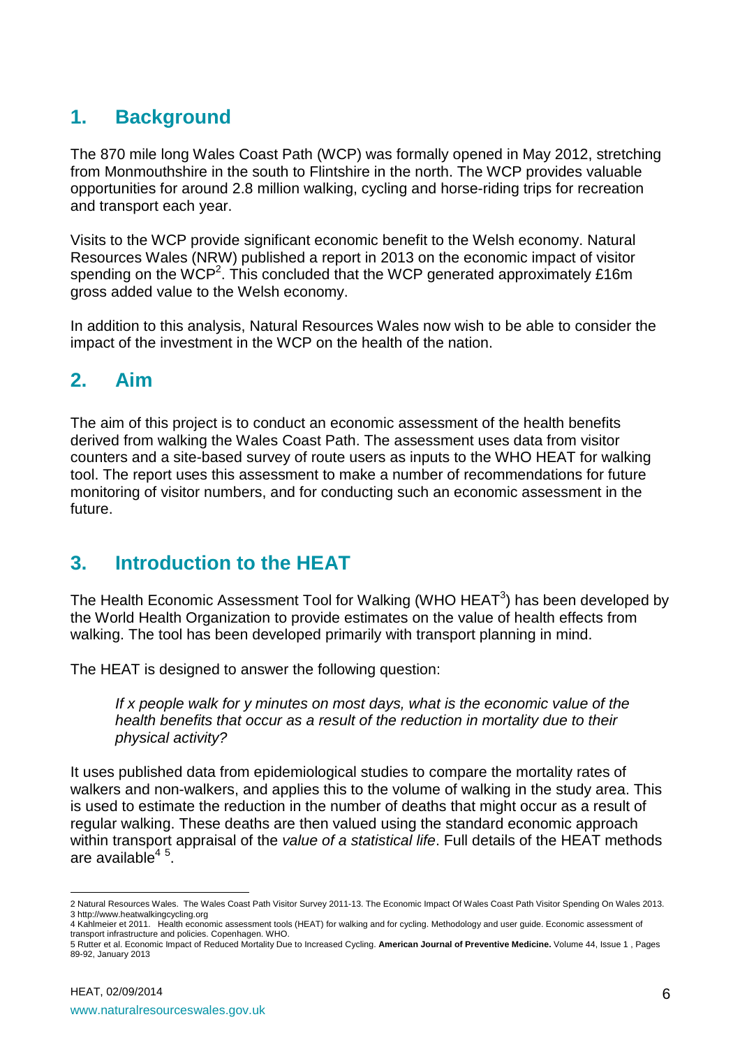## 1. Background

The 870 mile long Wales Coast Path (WCP) was formally opened in May 2012, stretching from Monmouthshire in the south to Flintshire in the north. The WCP provides valuable opportunities for around 2.8 million walking, cycling and horse-riding trips for recreation and transport each year.

Visits to the WCP provide significant economic benefit to the Welsh economy. Natural Resources Wales (NRW) published a report in 2013 on the economic impact of visitor spending on the WCP[2]. This concluded that the WCP generated approximately £16m gross added value to the Welsh economy.

In addition to this analysis, Natural Resources Wales now wish to be able to consider the impact of the investment in the WCP on the health of the nation.

## 2. Aim

The aim of this project is to conduct an economic assessment of the health benefits derived from walking the Wales Coast Path. The assessment uses data from visitor counters and a site-based survey of route users as inputs to the WHO HEAT for walking tool. The report uses this assessment to make a number of recommendations for future monitoring of visitor numbers, and for conducting such an economic assessment in the future.

## 3. Introduction to the HEAT

The Health Economic Assessment Tool for Walking (WHO HEAT[3]) has been developed by the World Health Organization to provide estimates on the value of health effects from walking. The tool has been developed primarily with transport planning in mind.

The HEAT is designed to answer the following question:

> *If x people walk for y minutes on most days, what is the economic value of the health benefits that occur as a result of the reduction in mortality due to their physical activity?*

It uses published data from epidemiological studies to compare the mortality rates of walkers and non-walkers, and applies this to the volume of walking in the study area. This is used to estimate the reduction in the number of deaths that might occur as a result of regular walking. These deaths are then valued using the standard economic approach within transport appraisal of the *value of a statistical life*. Full details of the HEAT methods are available[4] [5].

---

2 Natural Resources Wales. The Wales Coast Path Visitor Survey 2011-13. The Economic Impact Of Wales Coast Path Visitor Spending On Wales 2013.
3 http://www.heatwalkingcycling.org
4 Kahlmeier et 2011. Health economic assessment tools (HEAT) for walking and for cycling. Methodology and user guide. Economic assessment of transport infrastructure and policies. Copenhagen. WHO.
5 Rutter et al. Economic Impact of Reduced Mortality Due to Increased Cycling. **American Journal of Preventive Medicine.** Volume 44, Issue 1 , Pages 89-92, January 2013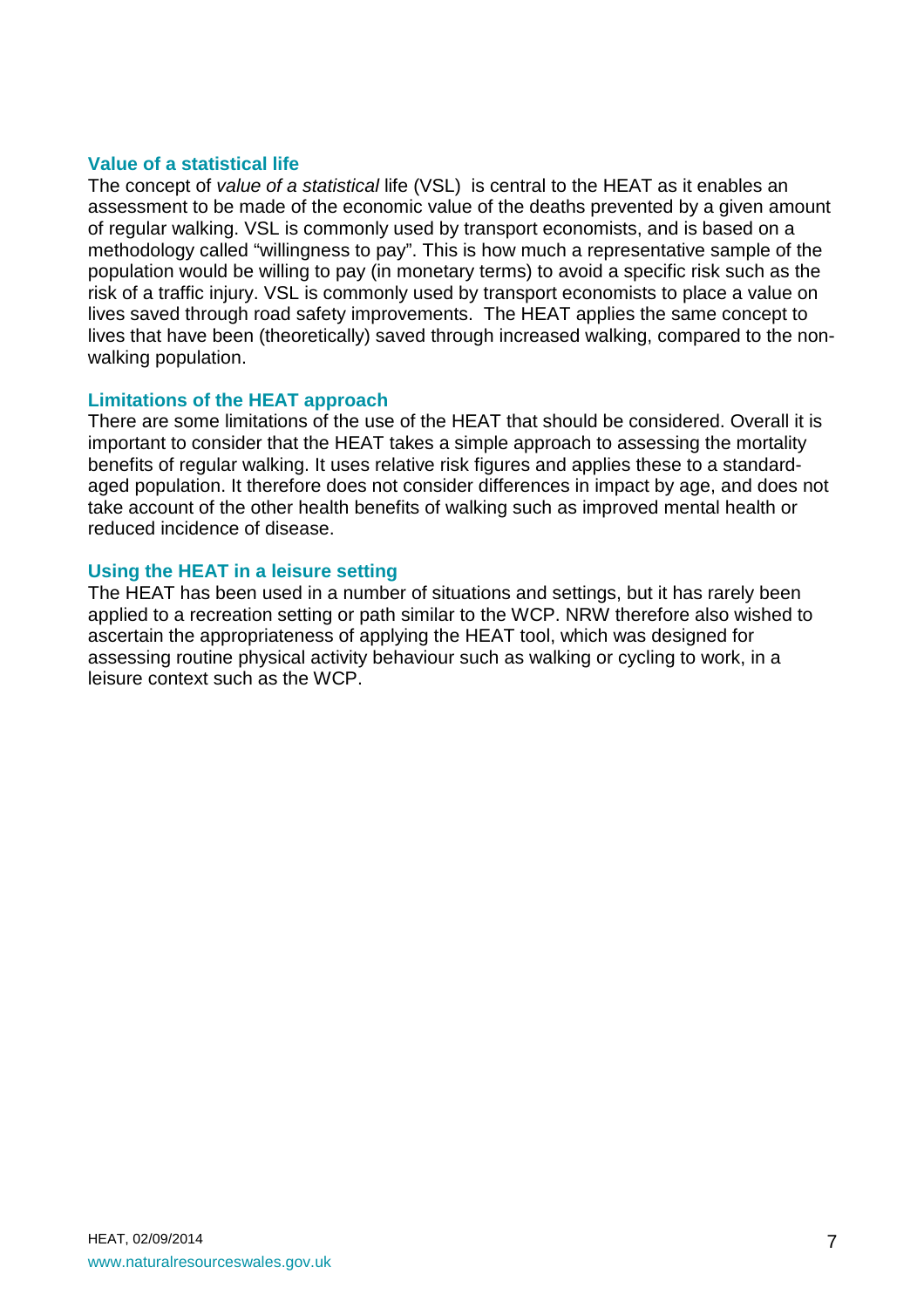### Value of a statistical life

The concept of *value of a statistical* life (VSL) is central to the HEAT as it enables an assessment to be made of the economic value of the deaths prevented by a given amount of regular walking. VSL is commonly used by transport economists, and is based on a methodology called “willingness to pay”. This is how much a representative sample of the population would be willing to pay (in monetary terms) to avoid a specific risk such as the risk of a traffic injury. VSL is commonly used by transport economists to place a value on lives saved through road safety improvements. The HEAT applies the same concept to lives that have been (theoretically) saved through increased walking, compared to the non-walking population.

### Limitations of the HEAT approach

There are some limitations of the use of the HEAT that should be considered. Overall it is important to consider that the HEAT takes a simple approach to assessing the mortality benefits of regular walking. It uses relative risk figures and applies these to a standard-aged population. It therefore does not consider differences in impact by age, and does not take account of the other health benefits of walking such as improved mental health or reduced incidence of disease.

### Using the HEAT in a leisure setting

The HEAT has been used in a number of situations and settings, but it has rarely been applied to a recreation setting or path similar to the WCP. NRW therefore also wished to ascertain the appropriateness of applying the HEAT tool, which was designed for assessing routine physical activity behaviour such as walking or cycling to work, in a leisure context such as the WCP.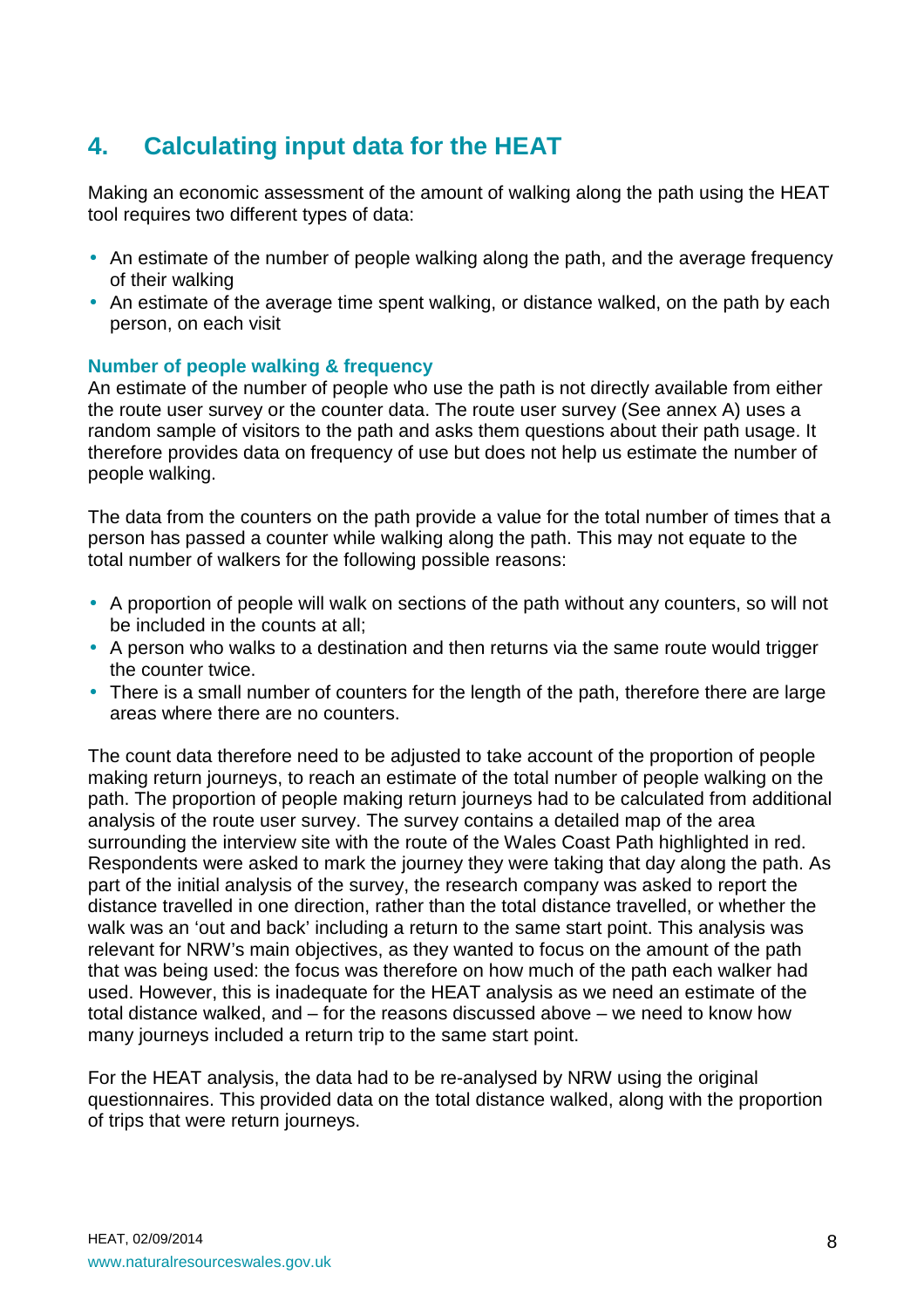## 4. Calculating input data for the HEAT

Making an economic assessment of the amount of walking along the path using the HEAT tool requires two different types of data:

- An estimate of the number of people walking along the path, and the average frequency of their walking
- An estimate of the average time spent walking, or distance walked, on the path by each person, on each visit

### Number of people walking & frequency

An estimate of the number of people who use the path is not directly available from either the route user survey or the counter data. The route user survey (See annex A) uses a random sample of visitors to the path and asks them questions about their path usage. It therefore provides data on frequency of use but does not help us estimate the number of people walking.

The data from the counters on the path provide a value for the total number of times that a person has passed a counter while walking along the path. This may not equate to the total number of walkers for the following possible reasons:

- A proportion of people will walk on sections of the path without any counters, so will not be included in the counts at all;
- A person who walks to a destination and then returns via the same route would trigger the counter twice.
- There is a small number of counters for the length of the path, therefore there are large areas where there are no counters.

The count data therefore need to be adjusted to take account of the proportion of people making return journeys, to reach an estimate of the total number of people walking on the path. The proportion of people making return journeys had to be calculated from additional analysis of the route user survey. The survey contains a detailed map of the area surrounding the interview site with the route of the Wales Coast Path highlighted in red. Respondents were asked to mark the journey they were taking that day along the path. As part of the initial analysis of the survey, the research company was asked to report the distance travelled in one direction, rather than the total distance travelled, or whether the walk was an 'out and back' including a return to the same start point. This analysis was relevant for NRW's main objectives, as they wanted to focus on the amount of the path that was being used: the focus was therefore on how much of the path each walker had used. However, this is inadequate for the HEAT analysis as we need an estimate of the total distance walked, and – for the reasons discussed above – we need to know how many journeys included a return trip to the same start point.

For the HEAT analysis, the data had to be re-analysed by NRW using the original questionnaires. This provided data on the total distance walked, along with the proportion of trips that were return journeys.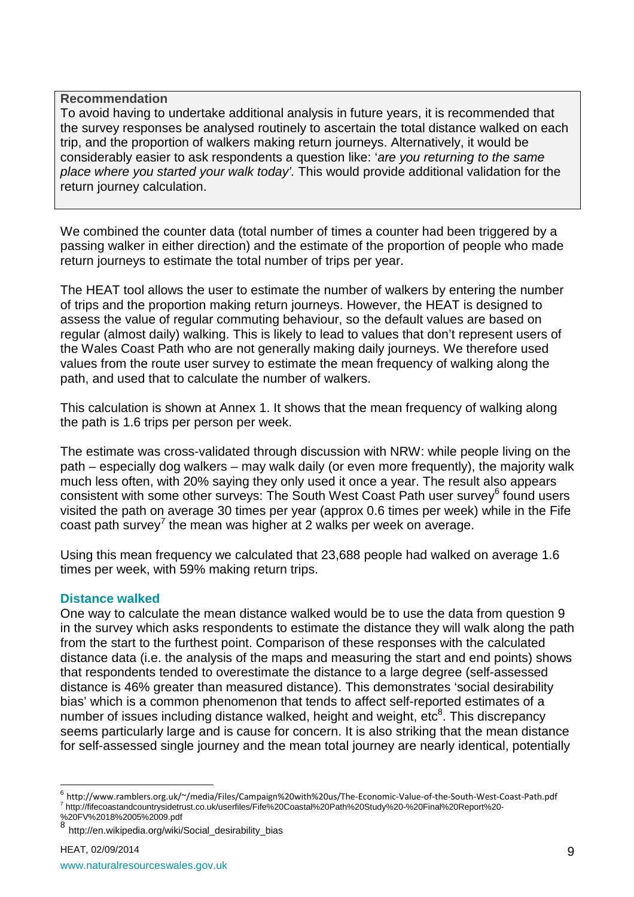**Recommendation**

To avoid having to undertake additional analysis in future years, it is recommended that the survey responses be analysed routinely to ascertain the total distance walked on each trip, and the proportion of walkers making return journeys. Alternatively, it would be considerably easier to ask respondents a question like: '*are you returning to the same place where you started your walk today'.* This would provide additional validation for the return journey calculation.

We combined the counter data (total number of times a counter had been triggered by a passing walker in either direction) and the estimate of the proportion of people who made return journeys to estimate the total number of trips per year.

The HEAT tool allows the user to estimate the number of walkers by entering the number of trips and the proportion making return journeys. However, the HEAT is designed to assess the value of regular commuting behaviour, so the default values are based on regular (almost daily) walking. This is likely to lead to values that don't represent users of the Wales Coast Path who are not generally making daily journeys. We therefore used values from the route user survey to estimate the mean frequency of walking along the path, and used that to calculate the number of walkers.

This calculation is shown at Annex 1. It shows that the mean frequency of walking along the path is 1.6 trips per person per week.

The estimate was cross-validated through discussion with NRW: while people living on the path – especially dog walkers – may walk daily (or even more frequently), the majority walk much less often, with 20% saying they only used it once a year. The result also appears consistent with some other surveys: The South West Coast Path user survey[6] found users visited the path on average 30 times per year (approx 0.6 times per week) while in the Fife coast path survey[7] the mean was higher at 2 walks per week on average.

Using this mean frequency we calculated that 23,688 people had walked on average 1.6 times per week, with 59% making return trips.

### Distance walked

One way to calculate the mean distance walked would be to use the data from question 9 in the survey which asks respondents to estimate the distance they will walk along the path from the start to the furthest point. Comparison of these responses with the calculated distance data (i.e. the analysis of the maps and measuring the start and end points) shows that respondents tended to overestimate the distance to a large degree (self-assessed distance is 46% greater than measured distance). This demonstrates 'social desirability bias' which is a common phenomenon that tends to affect self-reported estimates of a number of issues including distance walked, height and weight, etc[8]. This discrepancy seems particularly large and is cause for concern. It is also striking that the mean distance for self-assessed single journey and the mean total journey are nearly identical, potentially

---

[6] http://www.ramblers.org.uk/~/media/Files/Campaign%20with%20us/The-Economic-Value-of-the-South-West-Coast-Path.pdf

[7] http://fifecoastandcountrysidetrust.co.uk/userfiles/Fife%20Coastal%20Path%20Study%20-%20Final%20Report%20-%20FV%2018%2005%2009.pdf

[8] http://en.wikipedia.org/wiki/Social_desirability_bias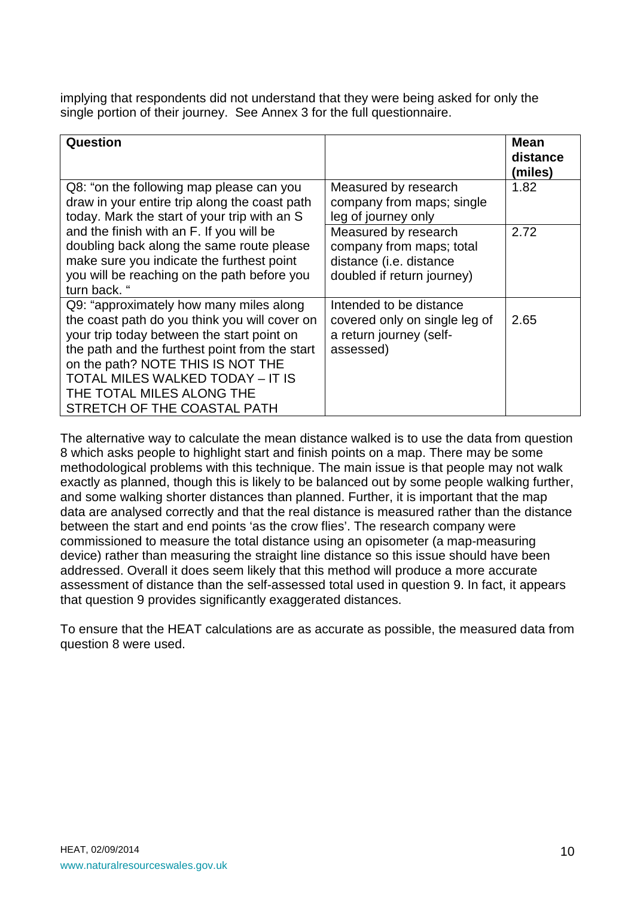implying that respondents did not understand that they were being asked for only the single portion of their journey. See Annex 3 for the full questionnaire.

| Question | | Mean distance (miles) |
|---|---|---|
| Q8: "on the following map please can you draw in your entire trip along the coast path today. Mark the start of your trip with an S and the finish with an F. If you will be doubling back along the same route please make sure you indicate the furthest point you will be reaching on the path before you turn back. " | Measured by research company from maps; single leg of journey only | 1.82 |
| | Measured by research company from maps; total distance (i.e. distance doubled if return journey) | 2.72 |
| Q9: "approximately how many miles along the coast path do you think you will cover on your trip today between the start point on the path and the furthest point from the start on the path? NOTE THIS IS NOT THE TOTAL MILES WALKED TODAY – IT IS THE TOTAL MILES ALONG THE STRETCH OF THE COASTAL PATH | Intended to be distance covered only on single leg of a return journey (self-assessed) | 2.65 |

The alternative way to calculate the mean distance walked is to use the data from question 8 which asks people to highlight start and finish points on a map. There may be some methodological problems with this technique. The main issue is that people may not walk exactly as planned, though this is likely to be balanced out by some people walking further, and some walking shorter distances than planned. Further, it is important that the map data are analysed correctly and that the real distance is measured rather than the distance between the start and end points 'as the crow flies'. The research company were commissioned to measure the total distance using an opisometer (a map-measuring device) rather than measuring the straight line distance so this issue should have been addressed. Overall it does seem likely that this method will produce a more accurate assessment of distance than the self-assessed total used in question 9. In fact, it appears that question 9 provides significantly exaggerated distances.

To ensure that the HEAT calculations are as accurate as possible, the measured data from question 8 were used.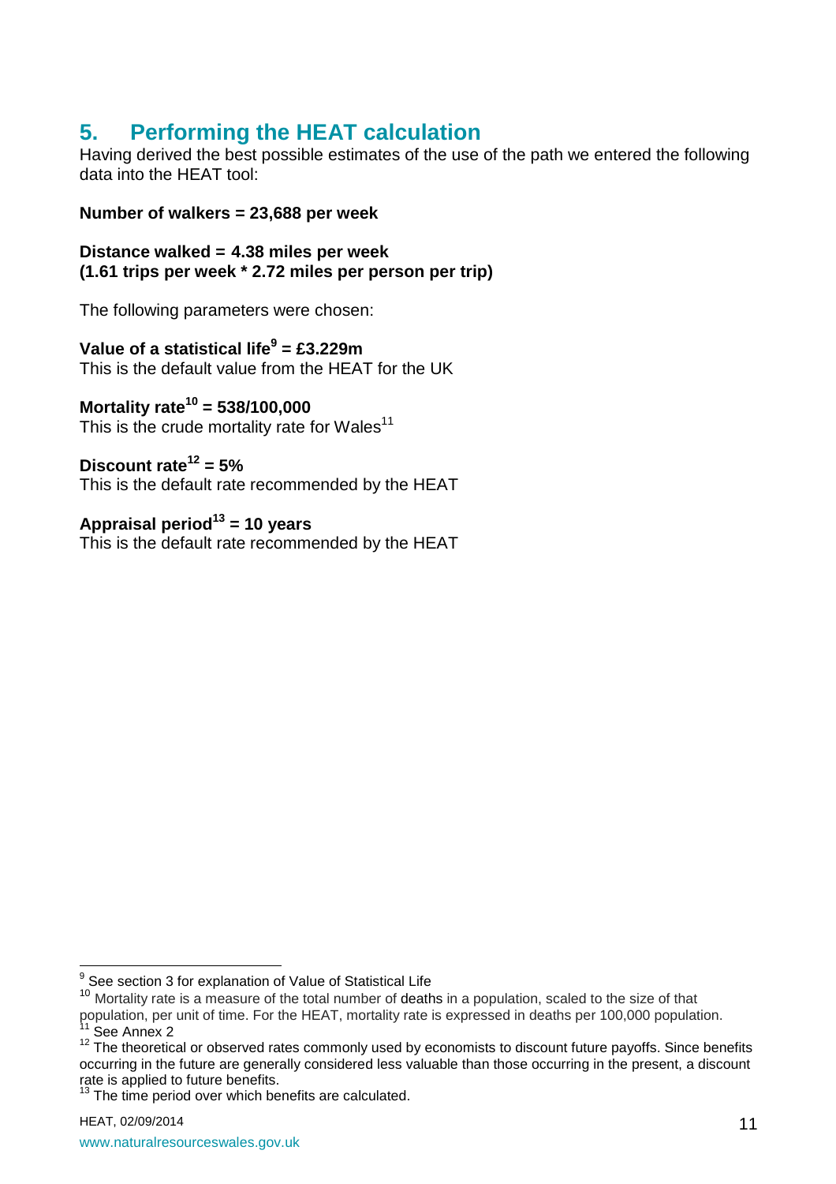## 5. Performing the HEAT calculation

Having derived the best possible estimates of the use of the path we entered the following data into the HEAT tool:

**Number of walkers = 23,688 per week**

**Distance walked = 4.38 miles per week**
**(1.61 trips per week * 2.72 miles per person per trip)**

The following parameters were chosen:

**Value of a statistical life[9] = £3.229m**
This is the default value from the HEAT for the UK

**Mortality rate[10] = 538/100,000**
This is the crude mortality rate for Wales[11]

**Discount rate[12] = 5%**
This is the default rate recommended by the HEAT

**Appraisal period[13] = 10 years**
This is the default rate recommended by the HEAT

---

[9] See section 3 for explanation of Value of Statistical Life

[10] Mortality rate is a measure of the total number of deaths in a population, scaled to the size of that population, per unit of time. For the HEAT, mortality rate is expressed in deaths per 100,000 population.

[11] See Annex 2

[12] The theoretical or observed rates commonly used by economists to discount future payoffs. Since benefits occurring in the future are generally considered less valuable than those occurring in the present, a discount rate is applied to future benefits.

[13] The time period over which benefits are calculated.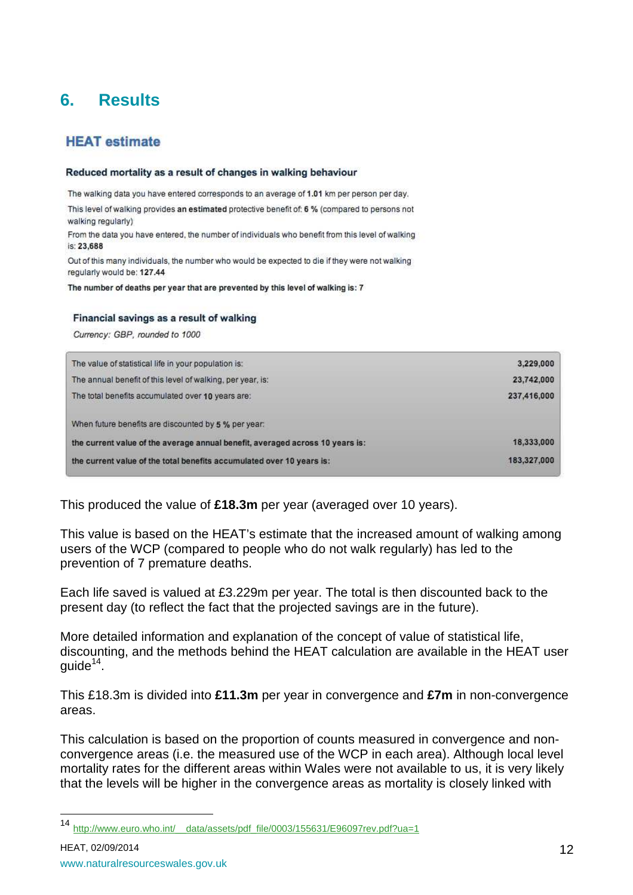## 6. Results

### HEAT estimate

#### Reduced mortality as a result of changes in walking behaviour

The walking data you have entered corresponds to an average of **1.01** km per person per day.

This level of walking provides **an estimated** protective benefit of: **6 %** (compared to persons not walking regularly)

From the data you have entered, the number of individuals who benefit from this level of walking is: **23,688**

Out of this many individuals, the number who would be expected to die if they were not walking regularly would be: **127.44**

**The number of deaths per year that are prevented by this level of walking is: 7**

#### Financial savings as a result of walking

*Currency: GBP, rounded to 1000*

| | |
|---|---|
| The value of statistical life in your population is: | 3,229,000 |
| The annual benefit of this level of walking, per year, is: | 23,742,000 |
| The total benefits accumulated over **10** years are: | 237,416,000 |
| When future benefits are discounted by **5 %** per year: | |
| **the current value of the average annual benefit, averaged across 10 years is:** | 18,333,000 |
| **the current value of the total benefits accumulated over 10 years is:** | 183,327,000 |

This produced the value of **£18.3m** per year (averaged over 10 years).

This value is based on the HEAT's estimate that the increased amount of walking among users of the WCP (compared to people who do not walk regularly) has led to the prevention of 7 premature deaths.

Each life saved is valued at £3.229m per year. The total is then discounted back to the present day (to reflect the fact that the projected savings are in the future).

More detailed information and explanation of the concept of value of statistical life, discounting, and the methods behind the HEAT calculation are available in the HEAT user guide[14].

This £18.3m is divided into **£11.3m** per year in convergence and **£7m** in non-convergence areas.

This calculation is based on the proportion of counts measured in convergence and non-convergence areas (i.e. the measured use of the WCP in each area). Although local level mortality rates for the different areas within Wales were not available to us, it is very likely that the levels will be higher in the convergence areas as mortality is closely linked with

---

[14] http://www.euro.who.int/__data/assets/pdf_file/0003/155631/E96097rev.pdf?ua=1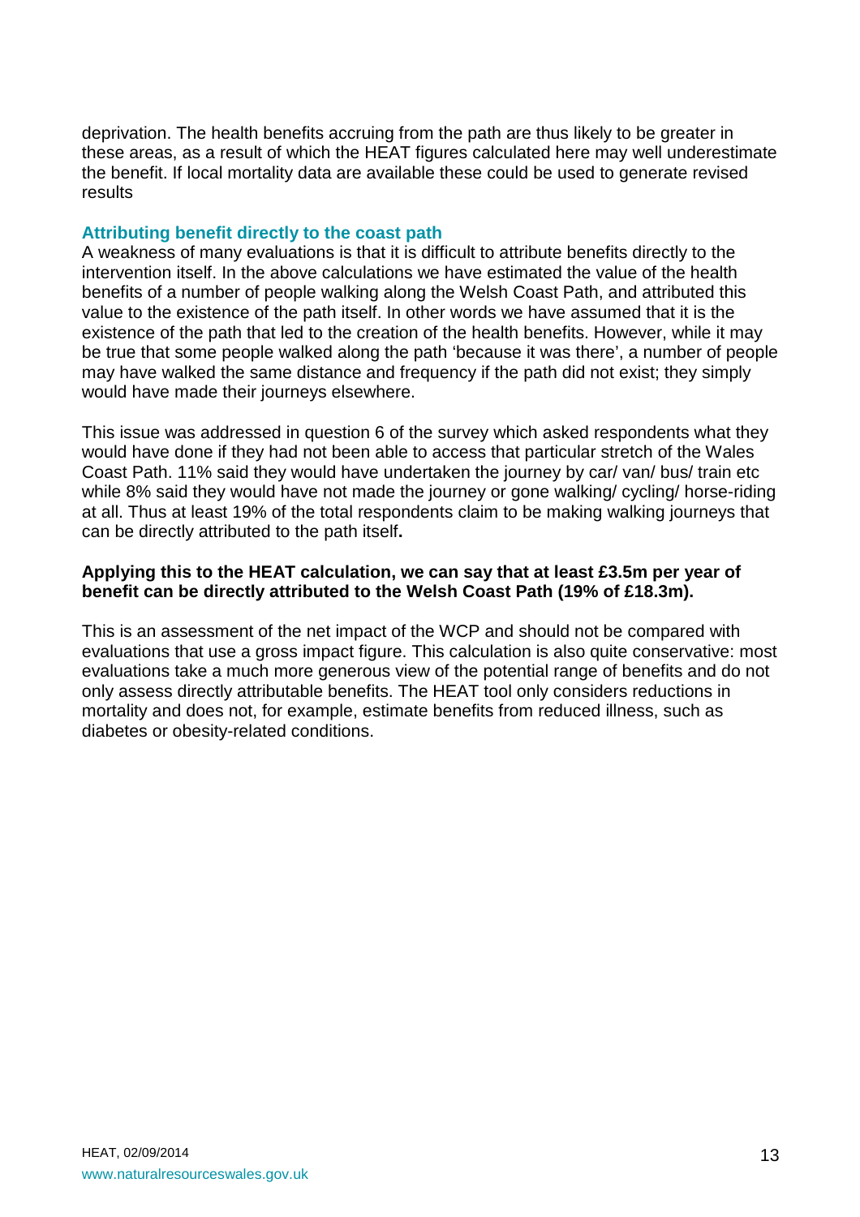deprivation. The health benefits accruing from the path are thus likely to be greater in these areas, as a result of which the HEAT figures calculated here may well underestimate the benefit. If local mortality data are available these could be used to generate revised results

### Attributing benefit directly to the coast path

A weakness of many evaluations is that it is difficult to attribute benefits directly to the intervention itself. In the above calculations we have estimated the value of the health benefits of a number of people walking along the Welsh Coast Path, and attributed this value to the existence of the path itself. In other words we have assumed that it is the existence of the path that led to the creation of the health benefits. However, while it may be true that some people walked along the path 'because it was there', a number of people may have walked the same distance and frequency if the path did not exist; they simply would have made their journeys elsewhere.

This issue was addressed in question 6 of the survey which asked respondents what they would have done if they had not been able to access that particular stretch of the Wales Coast Path. 11% said they would have undertaken the journey by car/ van/ bus/ train etc while 8% said they would have not made the journey or gone walking/ cycling/ horse-riding at all. Thus at least 19% of the total respondents claim to be making walking journeys that can be directly attributed to the path itself**.**

**Applying this to the HEAT calculation, we can say that at least £3.5m per year of benefit can be directly attributed to the Welsh Coast Path (19% of £18.3m).**

This is an assessment of the net impact of the WCP and should not be compared with evaluations that use a gross impact figure. This calculation is also quite conservative: most evaluations take a much more generous view of the potential range of benefits and do not only assess directly attributable benefits. The HEAT tool only considers reductions in mortality and does not, for example, estimate benefits from reduced illness, such as diabetes or obesity-related conditions.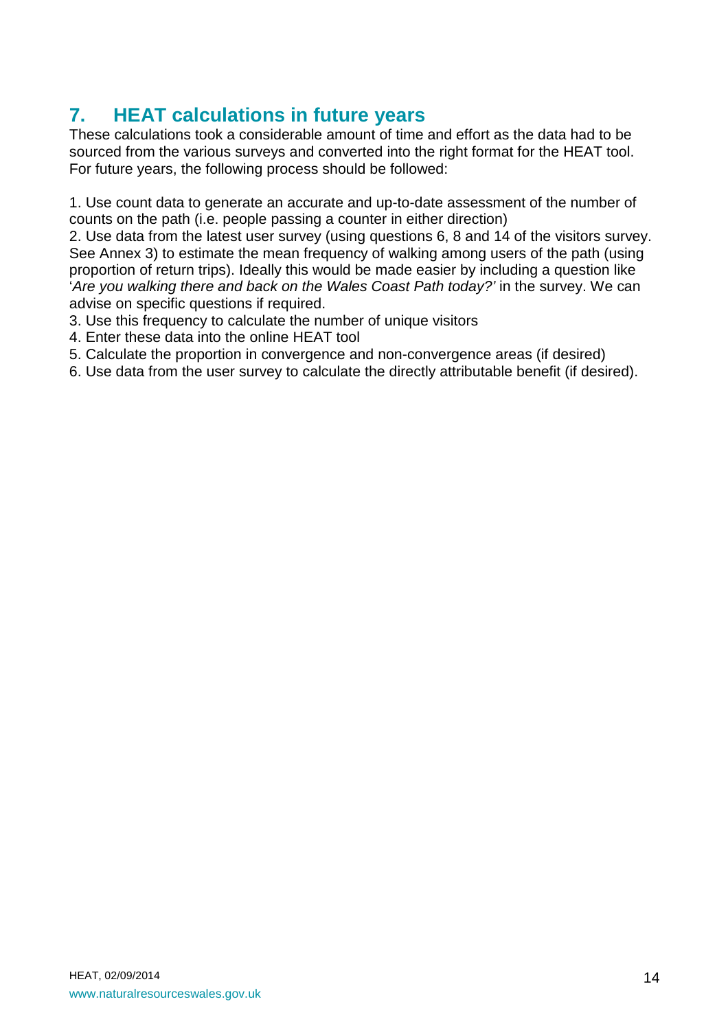## 7. HEAT calculations in future years

These calculations took a considerable amount of time and effort as the data had to be sourced from the various surveys and converted into the right format for the HEAT tool. For future years, the following process should be followed:

1. Use count data to generate an accurate and up-to-date assessment of the number of counts on the path (i.e. people passing a counter in either direction)
2. Use data from the latest user survey (using questions 6, 8 and 14 of the visitors survey. See Annex 3) to estimate the mean frequency of walking among users of the path (using proportion of return trips). Ideally this would be made easier by including a question like '*Are you walking there and back on the Wales Coast Path today?*' in the survey. We can advise on specific questions if required.
3. Use this frequency to calculate the number of unique visitors
4. Enter these data into the online HEAT tool
5. Calculate the proportion in convergence and non-convergence areas (if desired)
6. Use data from the user survey to calculate the directly attributable benefit (if desired).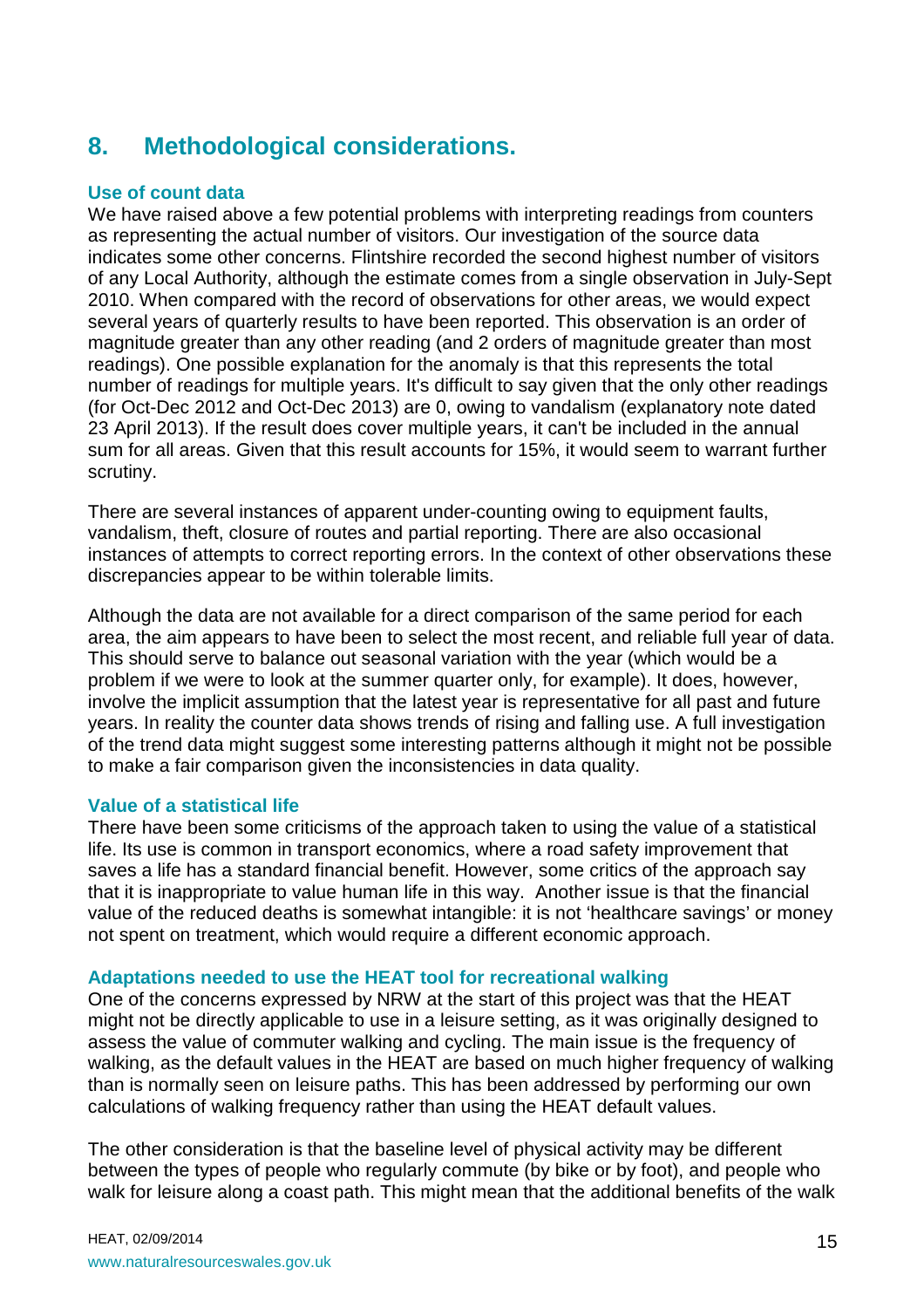## 8. Methodological considerations.

### Use of count data

We have raised above a few potential problems with interpreting readings from counters as representing the actual number of visitors. Our investigation of the source data indicates some other concerns. Flintshire recorded the second highest number of visitors of any Local Authority, although the estimate comes from a single observation in July-Sept 2010. When compared with the record of observations for other areas, we would expect several years of quarterly results to have been reported. This observation is an order of magnitude greater than any other reading (and 2 orders of magnitude greater than most readings). One possible explanation for the anomaly is that this represents the total number of readings for multiple years. It's difficult to say given that the only other readings (for Oct-Dec 2012 and Oct-Dec 2013) are 0, owing to vandalism (explanatory note dated 23 April 2013). If the result does cover multiple years, it can't be included in the annual sum for all areas. Given that this result accounts for 15%, it would seem to warrant further scrutiny.

There are several instances of apparent under-counting owing to equipment faults, vandalism, theft, closure of routes and partial reporting. There are also occasional instances of attempts to correct reporting errors. In the context of other observations these discrepancies appear to be within tolerable limits.

Although the data are not available for a direct comparison of the same period for each area, the aim appears to have been to select the most recent, and reliable full year of data. This should serve to balance out seasonal variation with the year (which would be a problem if we were to look at the summer quarter only, for example). It does, however, involve the implicit assumption that the latest year is representative for all past and future years. In reality the counter data shows trends of rising and falling use. A full investigation of the trend data might suggest some interesting patterns although it might not be possible to make a fair comparison given the inconsistencies in data quality.

### Value of a statistical life

There have been some criticisms of the approach taken to using the value of a statistical life. Its use is common in transport economics, where a road safety improvement that saves a life has a standard financial benefit. However, some critics of the approach say that it is inappropriate to value human life in this way. Another issue is that the financial value of the reduced deaths is somewhat intangible: it is not 'healthcare savings' or money not spent on treatment, which would require a different economic approach.

### Adaptations needed to use the HEAT tool for recreational walking

One of the concerns expressed by NRW at the start of this project was that the HEAT might not be directly applicable to use in a leisure setting, as it was originally designed to assess the value of commuter walking and cycling. The main issue is the frequency of walking, as the default values in the HEAT are based on much higher frequency of walking than is normally seen on leisure paths. This has been addressed by performing our own calculations of walking frequency rather than using the HEAT default values.

The other consideration is that the baseline level of physical activity may be different between the types of people who regularly commute (by bike or by foot), and people who walk for leisure along a coast path. This might mean that the additional benefits of the walk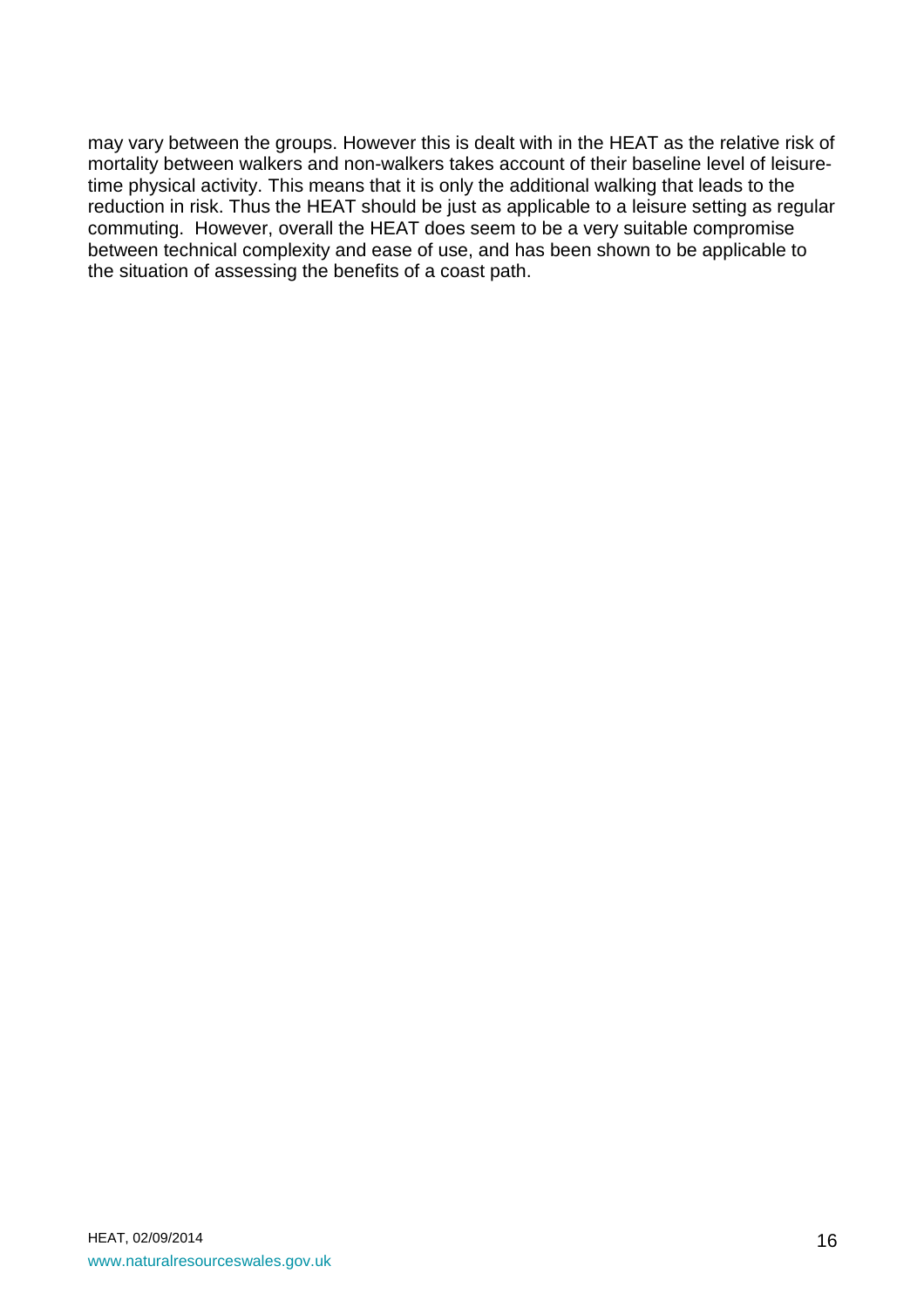may vary between the groups. However this is dealt with in the HEAT as the relative risk of mortality between walkers and non-walkers takes account of their baseline level of leisure-time physical activity. This means that it is only the additional walking that leads to the reduction in risk. Thus the HEAT should be just as applicable to a leisure setting as regular commuting. However, overall the HEAT does seem to be a very suitable compromise between technical complexity and ease of use, and has been shown to be applicable to the situation of assessing the benefits of a coast path.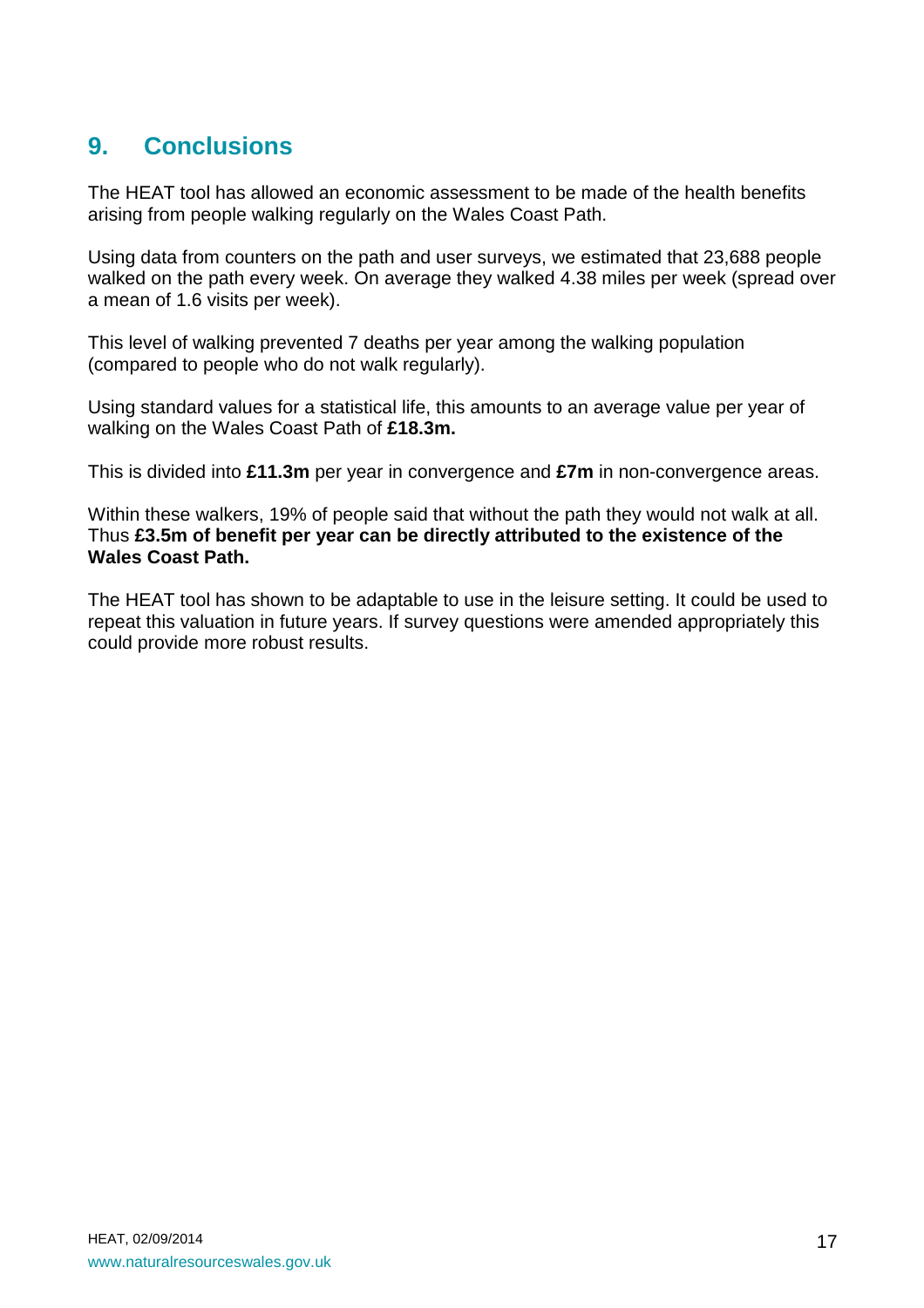## 9. Conclusions

The HEAT tool has allowed an economic assessment to be made of the health benefits arising from people walking regularly on the Wales Coast Path.

Using data from counters on the path and user surveys, we estimated that 23,688 people walked on the path every week. On average they walked 4.38 miles per week (spread over a mean of 1.6 visits per week).

This level of walking prevented 7 deaths per year among the walking population (compared to people who do not walk regularly).

Using standard values for a statistical life, this amounts to an average value per year of walking on the Wales Coast Path of **£18.3m.**

This is divided into **£11.3m** per year in convergence and **£7m** in non-convergence areas.

Within these walkers, 19% of people said that without the path they would not walk at all. Thus **£3.5m of benefit per year can be directly attributed to the existence of the Wales Coast Path.**

The HEAT tool has shown to be adaptable to use in the leisure setting. It could be used to repeat this valuation in future years. If survey questions were amended appropriately this could provide more robust results.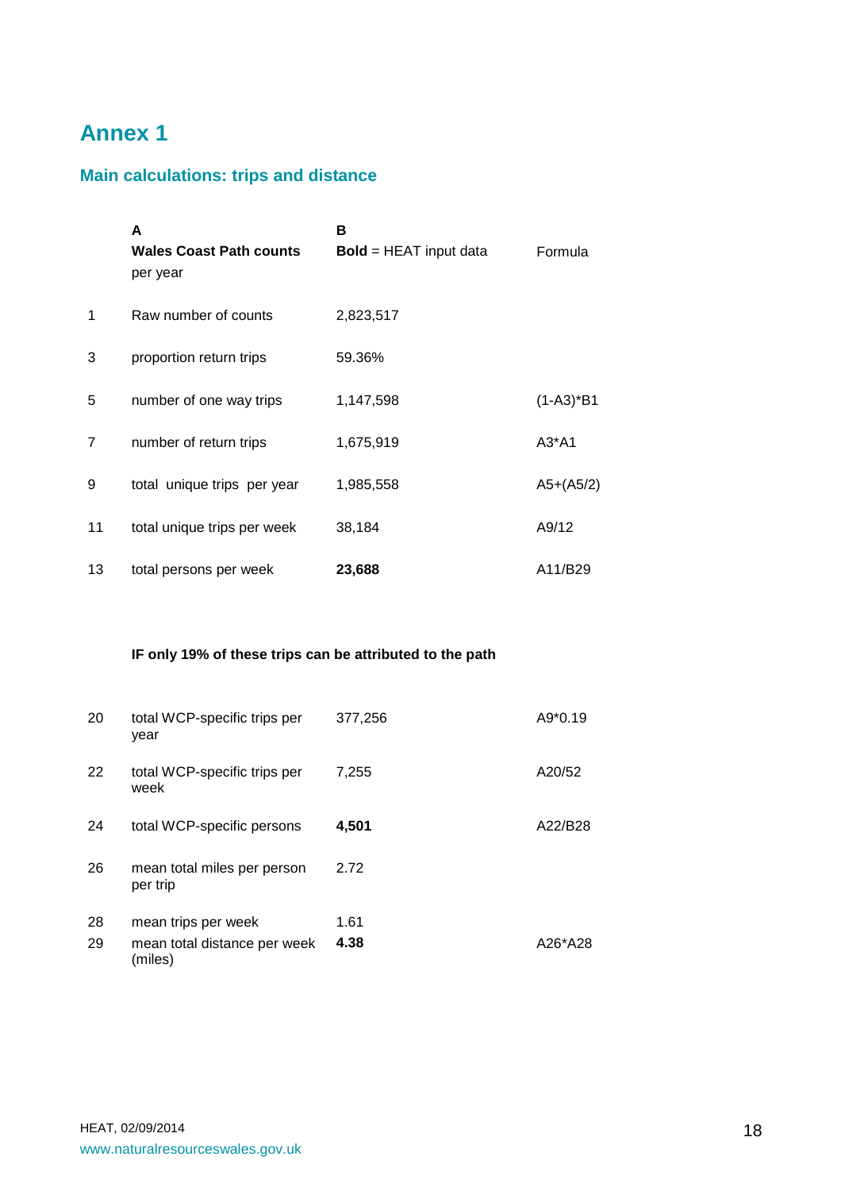# Annex 1

## Main calculations: trips and distance

| | A<br>**Wales Coast Path counts** per year | B<br>**Bold** = HEAT input data | Formula |
|---|---|---|---|
| 1 | Raw number of counts | 2,823,517 | |
| 3 | proportion return trips | 59.36% | |
| 5 | number of one way trips | 1,147,598 | (1-A3)*B1 |
| 7 | number of return trips | 1,675,919 | A3*A1 |
| 9 | total unique trips per year | 1,985,558 | A5+(A5/2) |
| 11 | total unique trips per week | 38,184 | A9/12 |
| 13 | total persons per week | **23,688** | A11/B29 |

**IF only 19% of these trips can be attributed to the path**

| | | | |
|---|---|---|---|
| 20 | total WCP-specific trips per year | 377,256 | A9*0.19 |
| 22 | total WCP-specific trips per week | 7,255 | A20/52 |
| 24 | total WCP-specific persons | **4,501** | A22/B28 |
| 26 | mean total miles per person per trip | 2.72 | |
| 28 | mean trips per week | 1.61 | |
| 29 | mean total distance per week (miles) | **4.38** | A26*A28 |

HEAT, 02/09/2014
www.naturalresourceswales.gov.uk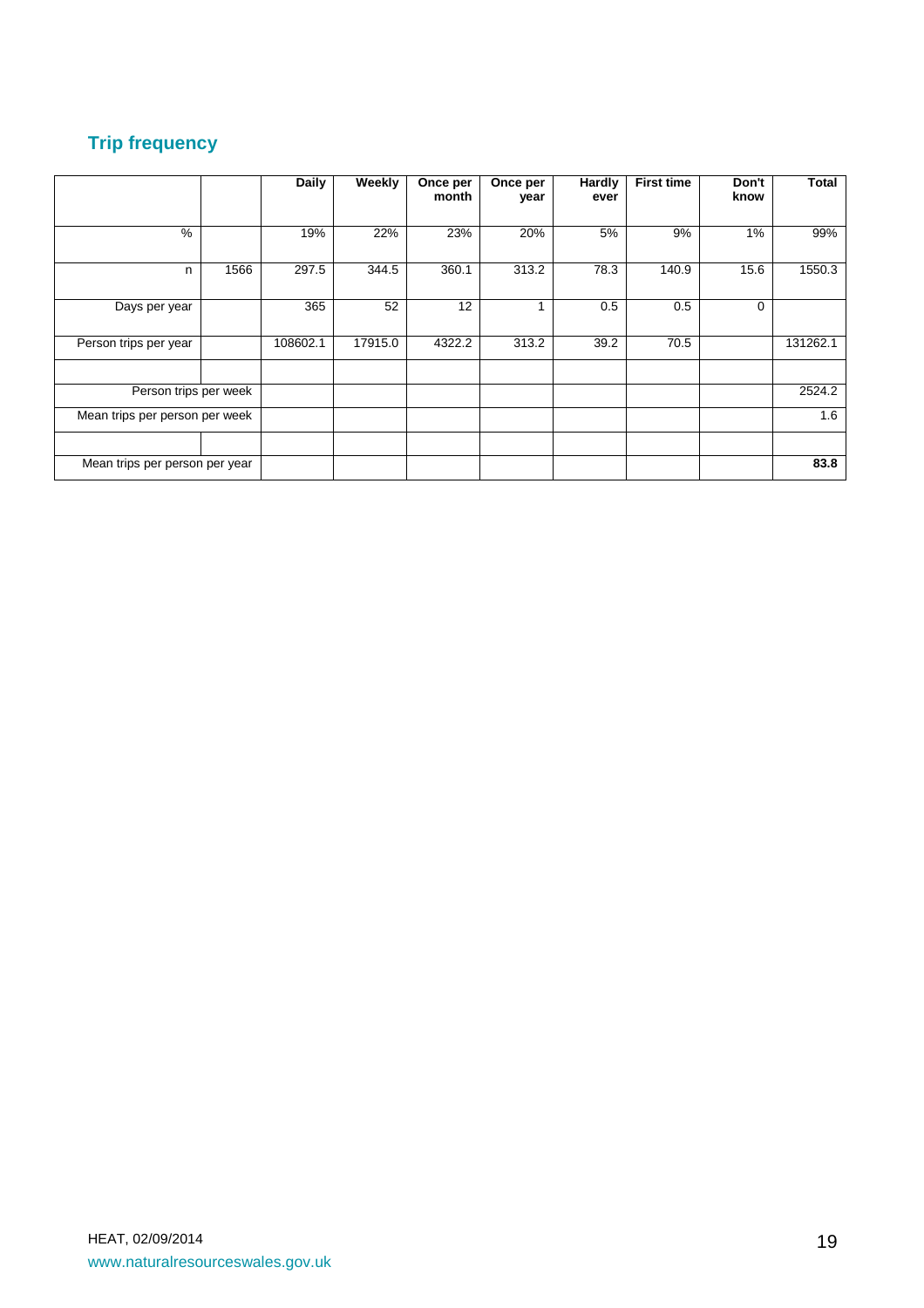## Trip frequency

| | | Daily | Weekly | Once per month | Once per year | Hardly ever | First time | Don't know | Total |
|---|---|---|---|---|---|---|---|---|---|
| % | | 19% | 22% | 23% | 20% | 5% | 9% | 1% | 99% |
| n | 1566 | 297.5 | 344.5 | 360.1 | 313.2 | 78.3 | 140.9 | 15.6 | 1550.3 |
| Days per year | | 365 | 52 | 12 | 1 | 0.5 | 0.5 | 0 | |
| Person trips per year | | 108602.1 | 17915.0 | 4322.2 | 313.2 | 39.2 | 70.5 | | 131262.1 |
| | | | | | | | | | |
| Person trips per week | | | | | | | | | 2524.2 |
| Mean trips per person per week | | | | | | | | | 1.6 |
| | | | | | | | | | |
| Mean trips per person per year | | | | | | | | | **83.8** |

HEAT, 02/09/2014
www.naturalresourceswales.gov.uk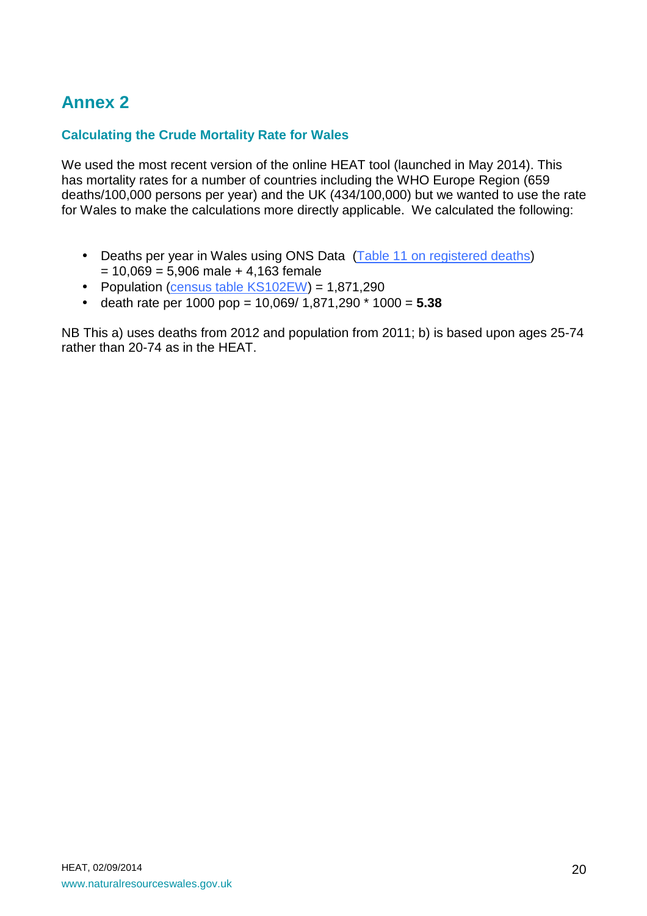# Annex 2

## Calculating the Crude Mortality Rate for Wales

We used the most recent version of the online HEAT tool (launched in May 2014). This has mortality rates for a number of countries including the WHO Europe Region (659 deaths/100,000 persons per year) and the UK (434/100,000) but we wanted to use the rate for Wales to make the calculations more directly applicable. We calculated the following:

- Deaths per year in Wales using ONS Data (Table 11 on registered deaths) = 10,069 = 5,906 male + 4,163 female
- Population (census table KS102EW) = 1,871,290
- death rate per 1000 pop = 10,069/ 1,871,290 * 1000 = **5.38**

NB This a) uses deaths from 2012 and population from 2011; b) is based upon ages 25-74 rather than 20-74 as in the HEAT.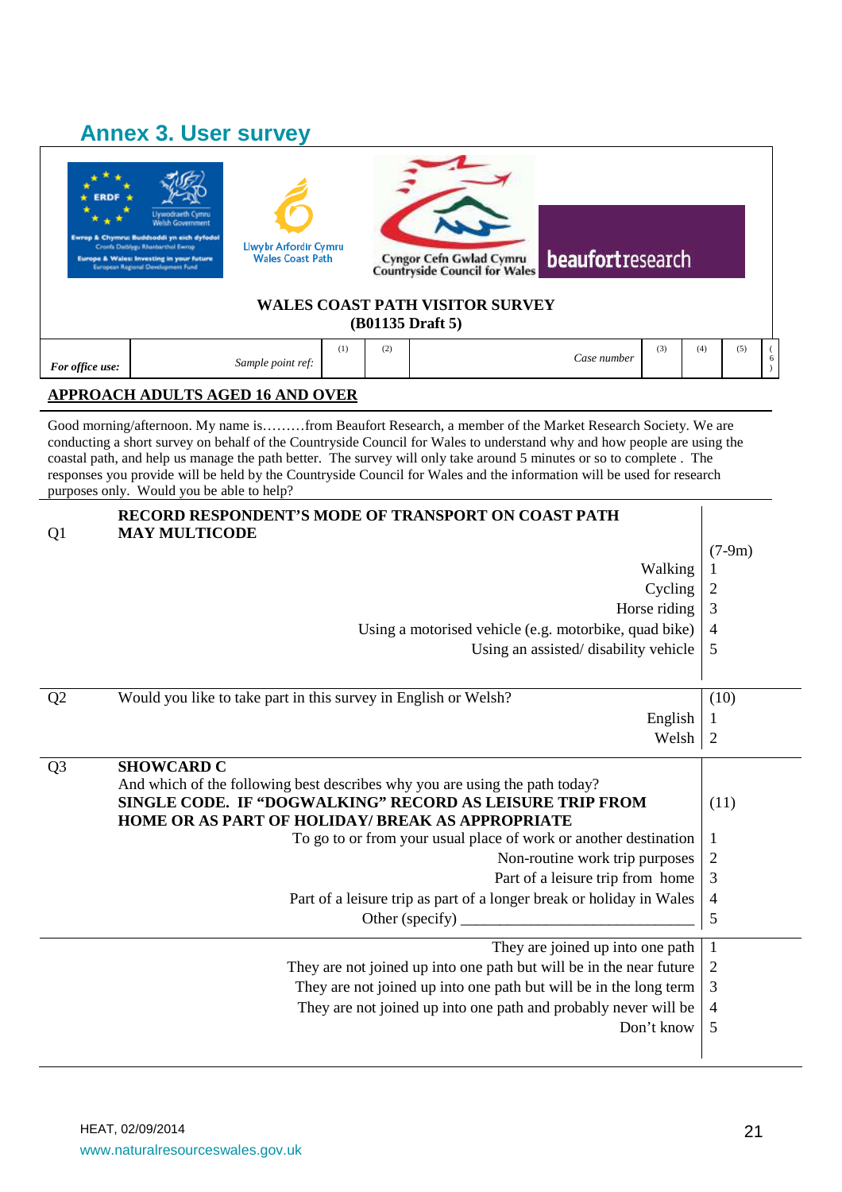## Annex 3. User survey

Ewrop & Chymru: Buddsoddi yn eich dyfodol
Cronfa Datblygu Rhanbarthol Ewrop
Europe & Wales: Investing in your future
European Regional Development Fund

Llywodraeth Cymru
Welsh Government

Llwybr Arfordir Cymru
Wales Coast Path

Cyngor Cefn Gwlad Cymru
Countryside Council for Wales

beaufortresearch

**WALES COAST PATH VISITOR SURVEY**
**(B01135 Draft 5)**

| | | | | | | | | |
|---|---|---|---|---|---|---|---|---|
| *For office use:* | *Sample point ref:* | (1) | (2) | *Case number* | (3) | (4) | (5) | (6) |

**APPROACH ADULTS AGED 16 AND OVER**

Good morning/afternoon. My name is………from Beaufort Research, a member of the Market Research Society. We are conducting a short survey on behalf of the Countryside Council for Wales to understand why and how people are using the coastal path, and help us manage the path better. The survey will only take around 5 minutes or so to complete . The responses you provide will be held by the Countryside Council for Wales and the information will be used for research purposes only. Would you be able to help?

**Q1** **RECORD RESPONDENT'S MODE OF TRANSPORT ON COAST PATH MAY MULTICODE**

| | (7-9m) |
|---|---|
| Walking | 1 |
| Cycling | 2 |
| Horse riding | 3 |
| Using a motorised vehicle (e.g. motorbike, quad bike) | 4 |
| Using an assisted/ disability vehicle | 5 |

**Q2** Would you like to take part in this survey in English or Welsh?

| | (10) |
|---|---|
| English | 1 |
| Welsh | 2 |

**Q3** **SHOWCARD C**
And which of the following best describes why you are using the path today?
**SINGLE CODE. IF "DOGWALKING" RECORD AS LEISURE TRIP FROM HOME OR AS PART OF HOLIDAY/ BREAK AS APPROPRIATE**

| | (11) |
|---|---|
| To go to or from your usual place of work or another destination | 1 |
| Non-routine work trip purposes | 2 |
| Part of a leisure trip from home | 3 |
| Part of a leisure trip as part of a longer break or holiday in Wales | 4 |
| Other (specify) ______________________________ | 5 |

| | |
|---|---|
| They are joined up into one path | 1 |
| They are not joined up into one path but will be in the near future | 2 |
| They are not joined up into one path but will be in the long term | 3 |
| They are not joined up into one path and probably never will be | 4 |
| Don't know | 5 |

HEAT, 02/09/2014
www.naturalresourceswales.gov.uk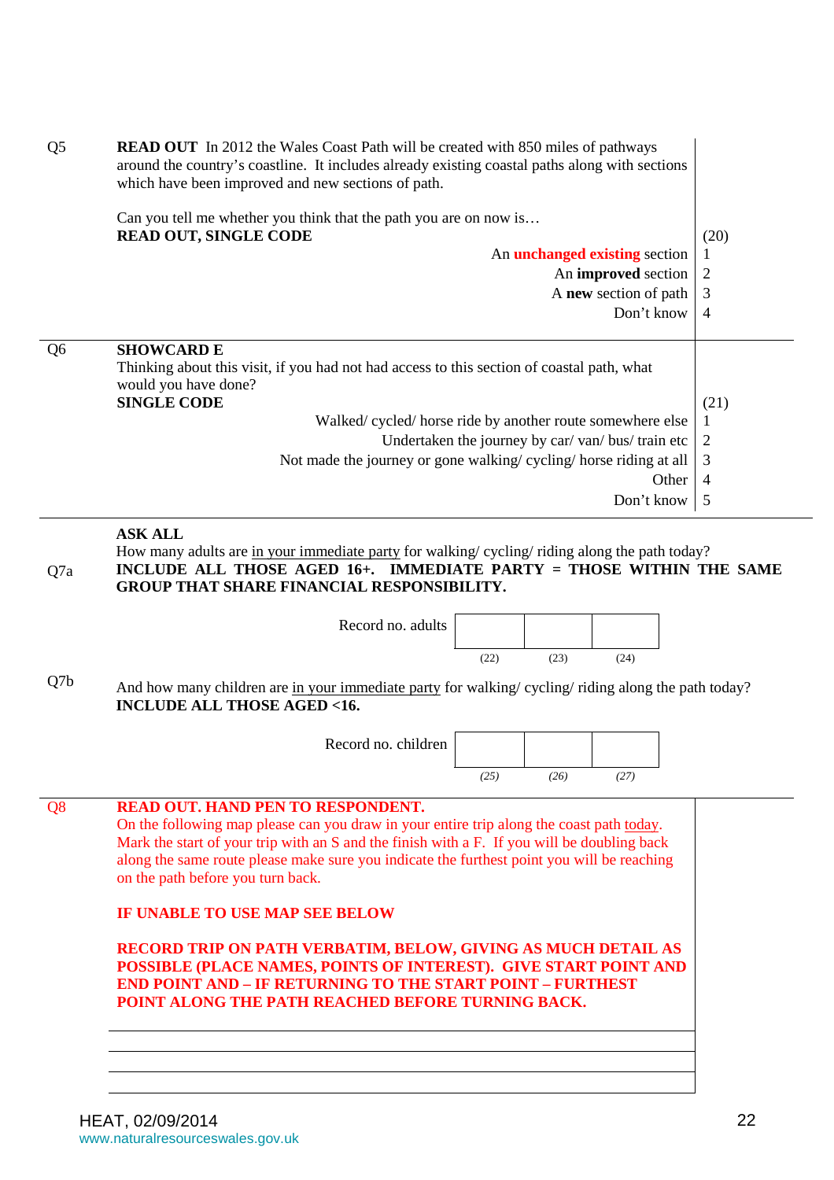**Q5** **READ OUT** In 2012 the Wales Coast Path will be created with 850 miles of pathways around the country's coastline. It includes already existing coastal paths along with sections which have been improved and new sections of path.

Can you tell me whether you think that the path you are on now is…
**READ OUT, SINGLE CODE**

| | (20) |
|---|---|
| An **unchanged existing** section | 1 |
| An **improved** section | 2 |
| A **new** section of path | 3 |
| Don't know | 4 |

**Q6** **SHOWCARD E**
Thinking about this visit, if you had not had access to this section of coastal path, what would you have done?
**SINGLE CODE**

| | (21) |
|---|---|
| Walked/ cycled/ horse ride by another route somewhere else | 1 |
| Undertaken the journey by car/ van/ bus/ train etc | 2 |
| Not made the journey or gone walking/ cycling/ horse riding at all | 3 |
| Other | 4 |
| Don't know | 5 |

**ASK ALL**

**Q7a** How many adults are in your immediate party for walking/ cycling/ riding along the path today?
**INCLUDE ALL THOSE AGED 16+. IMMEDIATE PARTY = THOSE WITHIN THE SAME GROUP THAT SHARE FINANCIAL RESPONSIBILITY.**

| Record no. adults | | | |
|---|---|---|---|
| | (22) | (23) | (24) |

**Q7b** And how many children are in your immediate party for walking/ cycling/ riding along the path today?
**INCLUDE ALL THOSE AGED <16.**

| Record no. children | | | |
|---|---|---|---|
| | *(25)* | *(26)* | *(27)* |

**Q8** **READ OUT. HAND PEN TO RESPONDENT.**
On the following map please can you draw in your entire trip along the coast path today. Mark the start of your trip with an S and the finish with a F. If you will be doubling back along the same route please make sure you indicate the furthest point you will be reaching on the path before you turn back.

**IF UNABLE TO USE MAP SEE BELOW**

**RECORD TRIP ON PATH VERBATIM, BELOW, GIVING AS MUCH DETAIL AS POSSIBLE (PLACE NAMES, POINTS OF INTEREST). GIVE START POINT AND END POINT AND – IF RETURNING TO THE START POINT – FURTHEST POINT ALONG THE PATH REACHED BEFORE TURNING BACK.**

______________________________________________

______________________________________________

______________________________________________

______________________________________________

HEAT, 02/09/2014
www.naturalresourceswales.gov.uk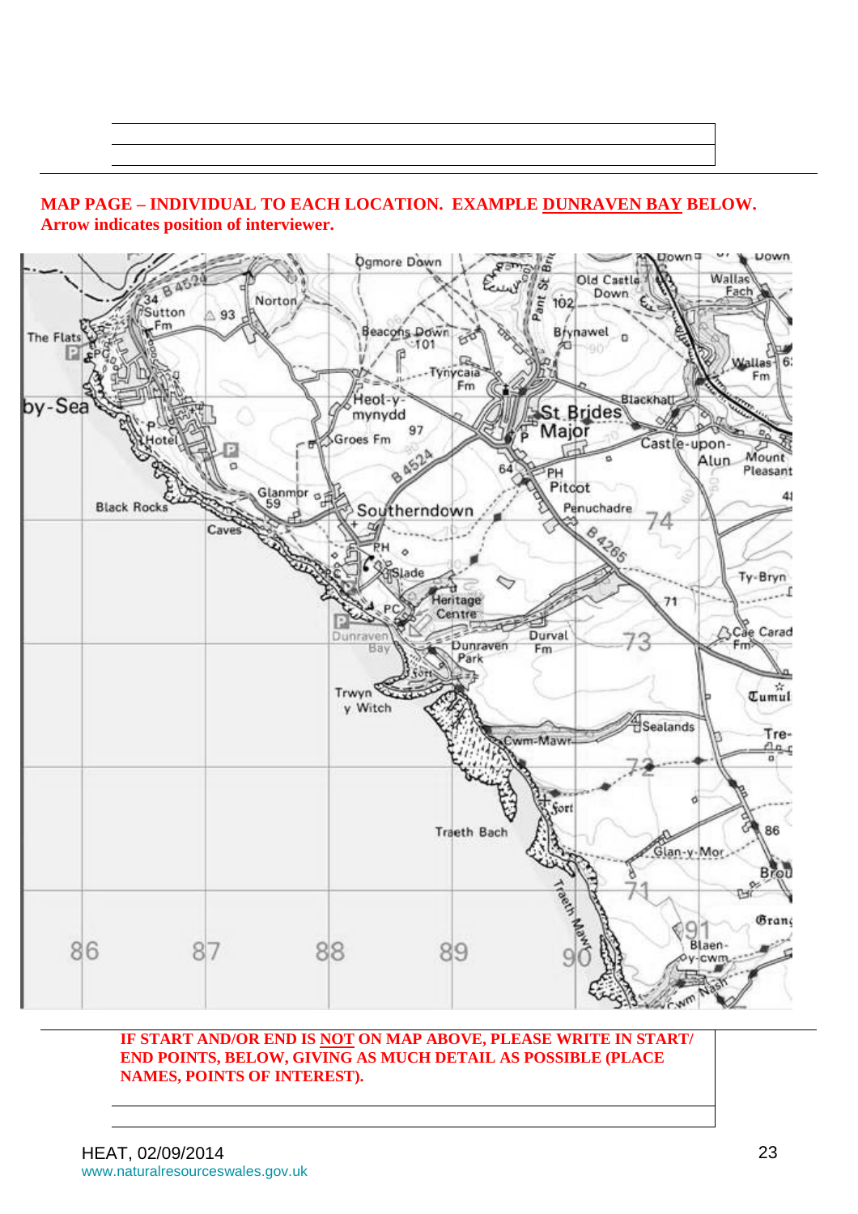**MAP PAGE – INDIVIDUAL TO EACH LOCATION. EXAMPLE DUNRAVEN BAY BELOW. Arrow indicates position of interviewer.**

Ogmore Down
Sutton Fm
Norton
93
34
B4524
The Flats
by-Sea
Hotel
Black Rocks
Caves
Beacons Down
101
Tynycaia Fm
Heol-y-mynydd
97
Groes Fm
B4524
Glanmor
59
Southerndown
Slade
Heritage Centre
Dunraven Bay
Dunraven Park
Trwyn y Witch
Fort
Old Castle Down
102
Brynawel
Pant St Bri
St Brides Major
Blackhall
Castle-upon-Alun
Mount Pleasant
Wallas Fach
Wallas Fm
64
PH
Pitcot
Penuchadre
B4265
74
71
Ty-Bryn
Durval Fm
73
Cae Carad Fm
Tumul
Sealands
Cwm-Mawr
72
Tre-
Fort
86
Glan-y-Mor
Traeth Bach
Traeth Mawr
71
91
Blaen-y-cwm
Cwm Nash
86
87
88
89
90

**IF START AND/OR END IS NOT ON MAP ABOVE, PLEASE WRITE IN START/ END POINTS, BELOW, GIVING AS MUCH DETAIL AS POSSIBLE (PLACE NAMES, POINTS OF INTEREST).**

HEAT, 02/09/2014
www.naturalresourceswales.gov.uk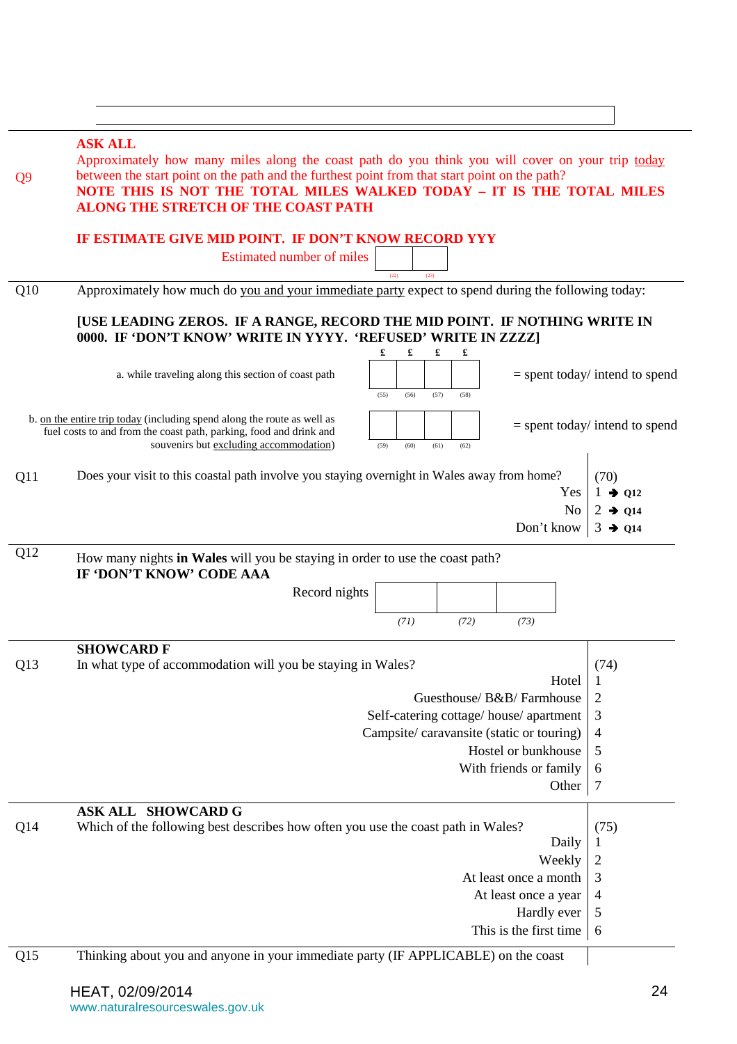**ASK ALL**

**Q9** Approximately how many miles along the coast path do you think you will cover on your trip <u>today</u> between the start point on the path and the furthest point from that start point on the path?

**NOTE THIS IS NOT THE TOTAL MILES WALKED TODAY – IT IS THE TOTAL MILES ALONG THE STRETCH OF THE COAST PATH**

**IF ESTIMATE GIVE MID POINT. IF DON'T KNOW RECORD YYY**

Estimated number of miles [ ] [ ] (22) (23)

**Q10** Approximately how much do <u>you and your immediate party</u> expect to spend during the following today:

**[USE LEADING ZEROS. IF A RANGE, RECORD THE MID POINT. IF NOTHING WRITE IN 0000. IF 'DON'T KNOW' WRITE IN YYYY. 'REFUSED' WRITE IN ZZZZ]**

| | £ | £ | £ | £ | |
|---|---|---|---|---|---|
| a. while traveling along this section of coast path | (55) | (56) | (57) | (58) | = spent today/ intend to spend |
| b. <u>on the entire trip today</u> (including spend along the route as well as fuel costs to and from the coast path, parking, food and drink and souvenirs but <u>excluding accommodation</u>) | (59) | (60) | (61) | (62) | = spent today/ intend to spend |

**Q11** Does your visit to this coastal path involve you staying overnight in Wales away from home?

| | (70) |
|---|---|
| Yes | 1 → **Q12** |
| No | 2 → **Q14** |
| Don't know | 3 → **Q14** |

**Q12** How many nights **in Wales** will you be staying in order to use the coast path?
**IF 'DON'T KNOW' CODE AAA**

Record nights [ ] [ ] [ ] *(71)* *(72)* *(73)*

**SHOWCARD F**

**Q13** In what type of accommodation will you be staying in Wales?

| | (74) |
|---|---|
| Hotel | 1 |
| Guesthouse/ B&B/ Farmhouse | 2 |
| Self-catering cottage/ house/ apartment | 3 |
| Campsite/ caravansite (static or touring) | 4 |
| Hostel or bunkhouse | 5 |
| With friends or family | 6 |
| Other | 7 |

**ASK ALL SHOWCARD G**

**Q14** Which of the following best describes how often you use the coast path in Wales?

| | (75) |
|---|---|
| Daily | 1 |
| Weekly | 2 |
| At least once a month | 3 |
| At least once a year | 4 |
| Hardly ever | 5 |
| This is the first time | 6 |

**Q15** Thinking about you and anyone in your immediate party (IF APPLICABLE) on the coast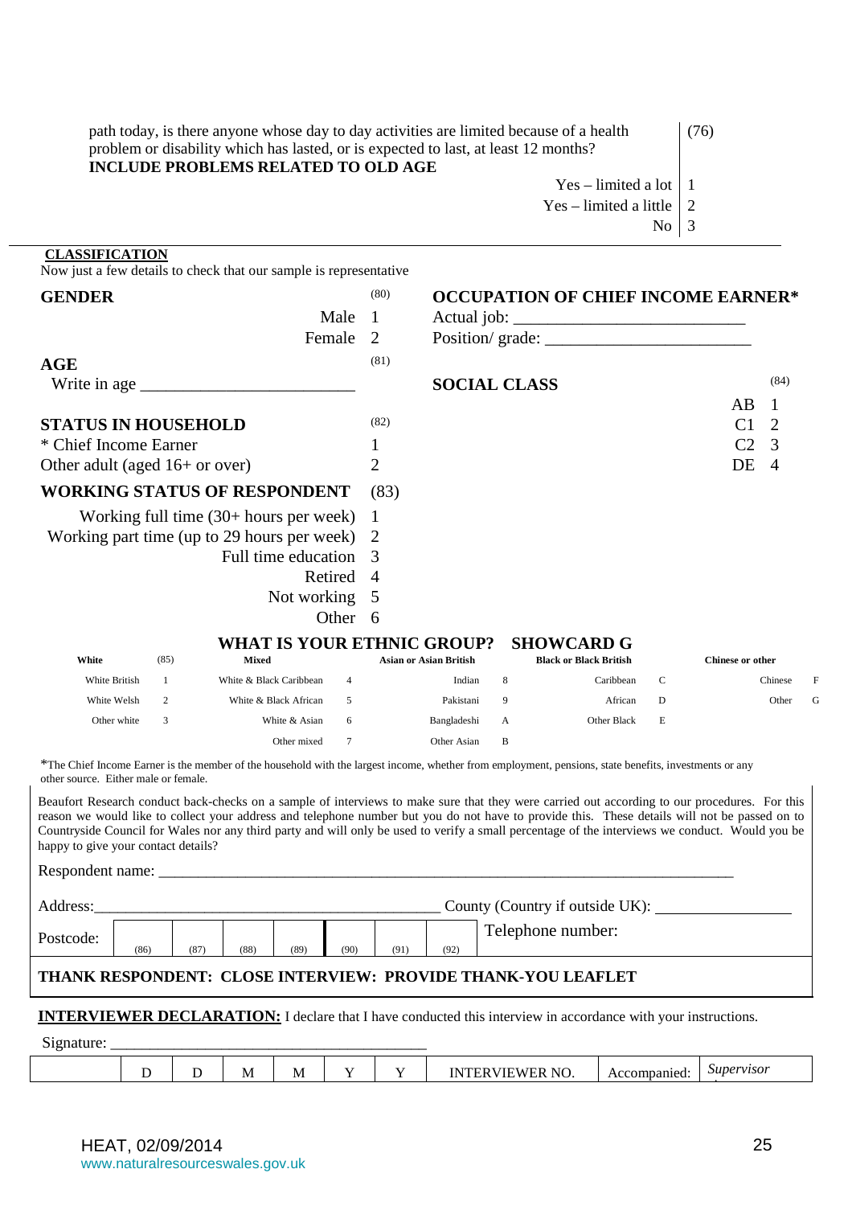path today, is there anyone whose day to day activities are limited because of a health problem or disability which has lasted, or is expected to last, at least 12 months? (76)
**INCLUDE PROBLEMS RELATED TO OLD AGE**

| | |
|---|---|
| Yes – limited a lot | 1 |
| Yes – limited a little | 2 |
| No | 3 |

**CLASSIFICATION**

Now just a few details to check that our sample is representative

**GENDER** (80)

| | |
|---|---|
| Male | 1 |
| Female | 2 |

**AGE** (81)

Write in age ________________________

**STATUS IN HOUSEHOLD** (82)

| | |
|---|---|
| * Chief Income Earner | 1 |
| Other adult (aged 16+ or over) | 2 |

**WORKING STATUS OF RESPONDENT** (83)

| | |
|---|---|
| Working full time (30+ hours per week) | 1 |
| Working part time (up to 29 hours per week) | 2 |
| Full time education | 3 |
| Retired | 4 |
| Not working | 5 |
| Other | 6 |

**OCCUPATION OF CHIEF INCOME EARNER***

Actual job: ___________________________

Position/ grade: ________________________

**SOCIAL CLASS** (84)

| | |
|---|---|
| AB | 1 |
| C1 | 2 |
| C2 | 3 |
| DE | 4 |

**WHAT IS YOUR ETHNIC GROUP? SHOWCARD G**

| White (85) | | Mixed | | Asian or Asian British | | Black or Black British | | Chinese or other | |
|---|---|---|---|---|---|---|---|---|---|
| White British | 1 | White & Black Caribbean | 4 | Indian | 8 | Caribbean | C | Chinese | F |
| White Welsh | 2 | White & Black African | 5 | Pakistani | 9 | African | D | Other | G |
| Other white | 3 | White & Asian | 6 | Bangladeshi | A | Other Black | E | | |
| | | Other mixed | 7 | Other Asian | B | | | | |

*The Chief Income Earner is the member of the household with the largest income, whether from employment, pensions, state benefits, investments or any other source. Either male or female.

Beaufort Research conduct back-checks on a sample of interviews to make sure that they were carried out according to our procedures. For this reason we would like to collect your address and telephone number but you do not have to provide this. These details will not be passed on to Countryside Council for Wales nor any third party and will only be used to verify a small percentage of the interviews we conduct. Would you be happy to give your contact details?

Respondent name: ___________________________________________________________________________

Address: ____________________________________________ County (Country if outside UK): ________________

| Postcode: | (86) | (87) | (88) | (89) | (90) | (91) | (92) | Telephone number: |
|---|---|---|---|---|---|---|---|---|

**THANK RESPONDENT: CLOSE INTERVIEW: PROVIDE THANK-YOU LEAFLET**

**INTERVIEWER DECLARATION:** I declare that I have conducted this interview in accordance with your instructions.

Signature: _________________________________________

| | D | D | M | M | Y | Y | INTERVIEWER NO. | Accompanied: | *Supervisor* |
|---|---|---|---|---|---|---|---|---|---|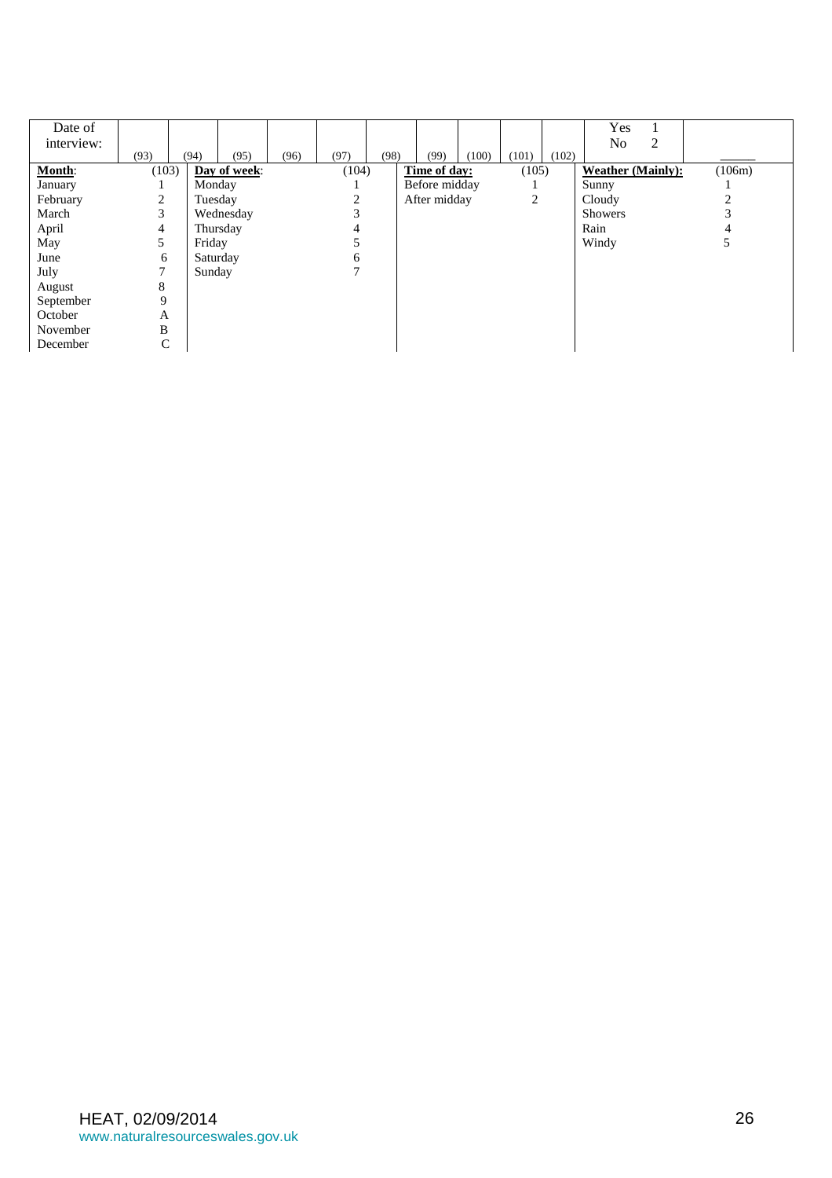| Date of interview: | (93) | (94) | (95) | (96) | (97) | (98) | (99) | (100) | (101) | (102) | Yes 1<br>No 2 | ______ |
|---|---|---|---|---|---|---|---|---|---|---|---|---|

| **Month**: | (103) | **Day of week**: | (104) | **Time of day:** | (105) | **Weather (Mainly):** | (106m) |
|---|---|---|---|---|---|---|---|
| January | 1 | Monday | 1 | Before midday | 1 | Sunny | 1 |
| February | 2 | Tuesday | 2 | After midday | 2 | Cloudy | 2 |
| March | 3 | Wednesday | 3 | | | Showers | 3 |
| April | 4 | Thursday | 4 | | | Rain | 4 |
| May | 5 | Friday | 5 | | | Windy | 5 |
| June | 6 | Saturday | 6 | | | | |
| July | 7 | Sunday | 7 | | | | |
| August | 8 | | | | | | |
| September | 9 | | | | | | |
| October | A | | | | | | |
| November | B | | | | | | |
| December | C | | | | | | |

HEAT, 02/09/2014
www.naturalresourceswales.gov.uk